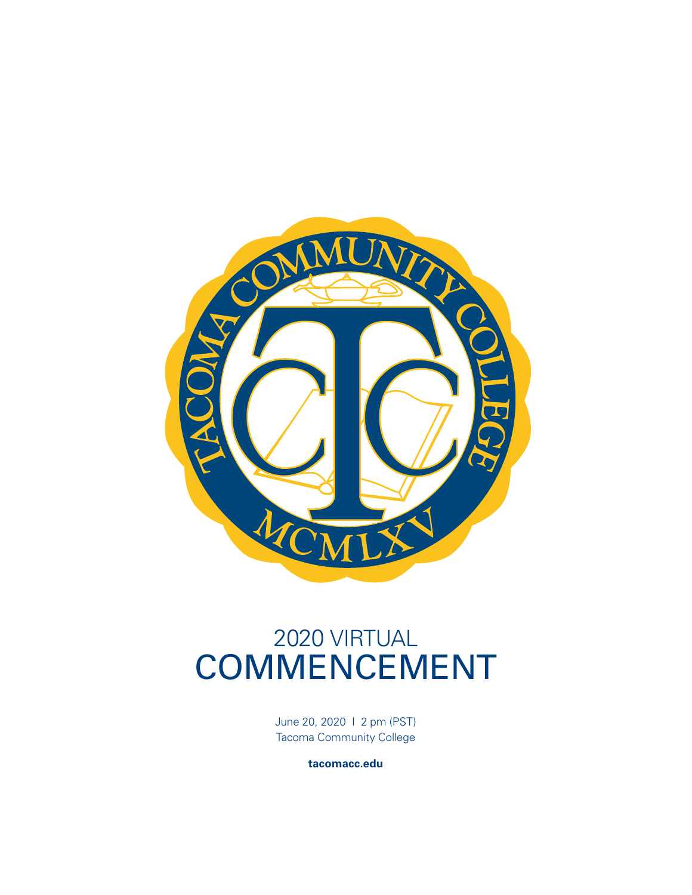TACOMA COMMUNITY COLLEGE

MCMLXV

# 2020 VIRTUAL COMMENCEMENT

June 20, 2020 | 2 pm (PST)
Tacoma Community College

**tacomacc.edu**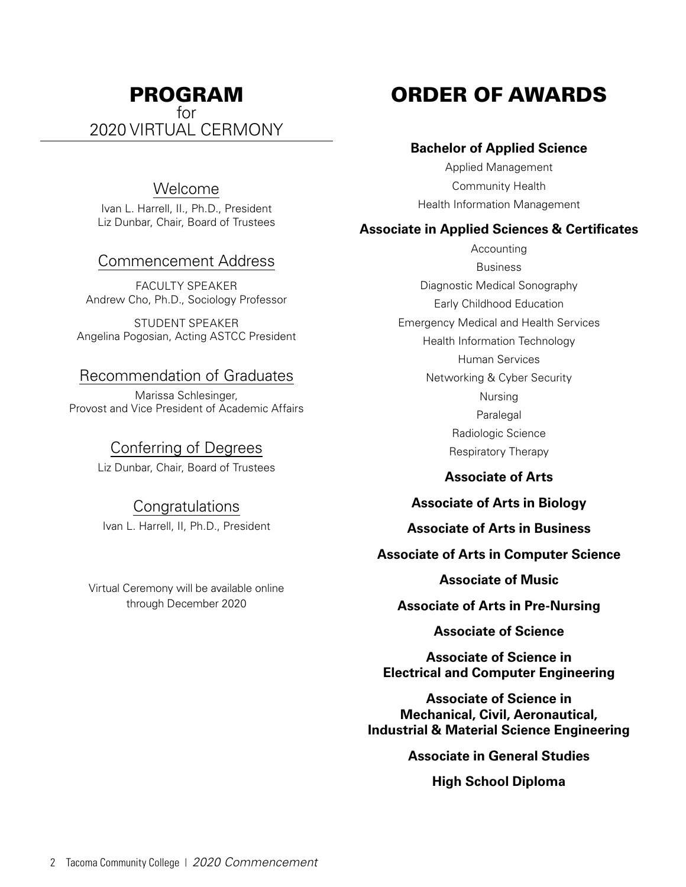# PROGRAM
for
2020 VIRTUAL CERMONY

## Welcome

Ivan L. Harrell, II., Ph.D., President
Liz Dunbar, Chair, Board of Trustees

## Commencement Address

FACULTY SPEAKER
Andrew Cho, Ph.D., Sociology Professor

STUDENT SPEAKER
Angelina Pogosian, Acting ASTCC President

## Recommendation of Graduates

Marissa Schlesinger,
Provost and Vice President of Academic Affairs

## Conferring of Degrees

Liz Dunbar, Chair, Board of Trustees

## Congratulations

Ivan L. Harrell, II, Ph.D., President

Virtual Ceremony will be available online through December 2020

# ORDER OF AWARDS

**Bachelor of Applied Science**

Applied Management
Community Health
Health Information Management

**Associate in Applied Sciences & Certificates**

Accounting
Business
Diagnostic Medical Sonography
Early Childhood Education
Emergency Medical and Health Services
Health Information Technology
Human Services
Networking & Cyber Security
Nursing
Paralegal
Radiologic Science
Respiratory Therapy

**Associate of Arts**

**Associate of Arts in Biology**

**Associate of Arts in Business**

**Associate of Arts in Computer Science**

**Associate of Music**

**Associate of Arts in Pre-Nursing**

**Associate of Science**

**Associate of Science in Electrical and Computer Engineering**

**Associate of Science in Mechanical, Civil, Aeronautical, Industrial & Material Science Engineering**

**Associate in General Studies**

**High School Diploma**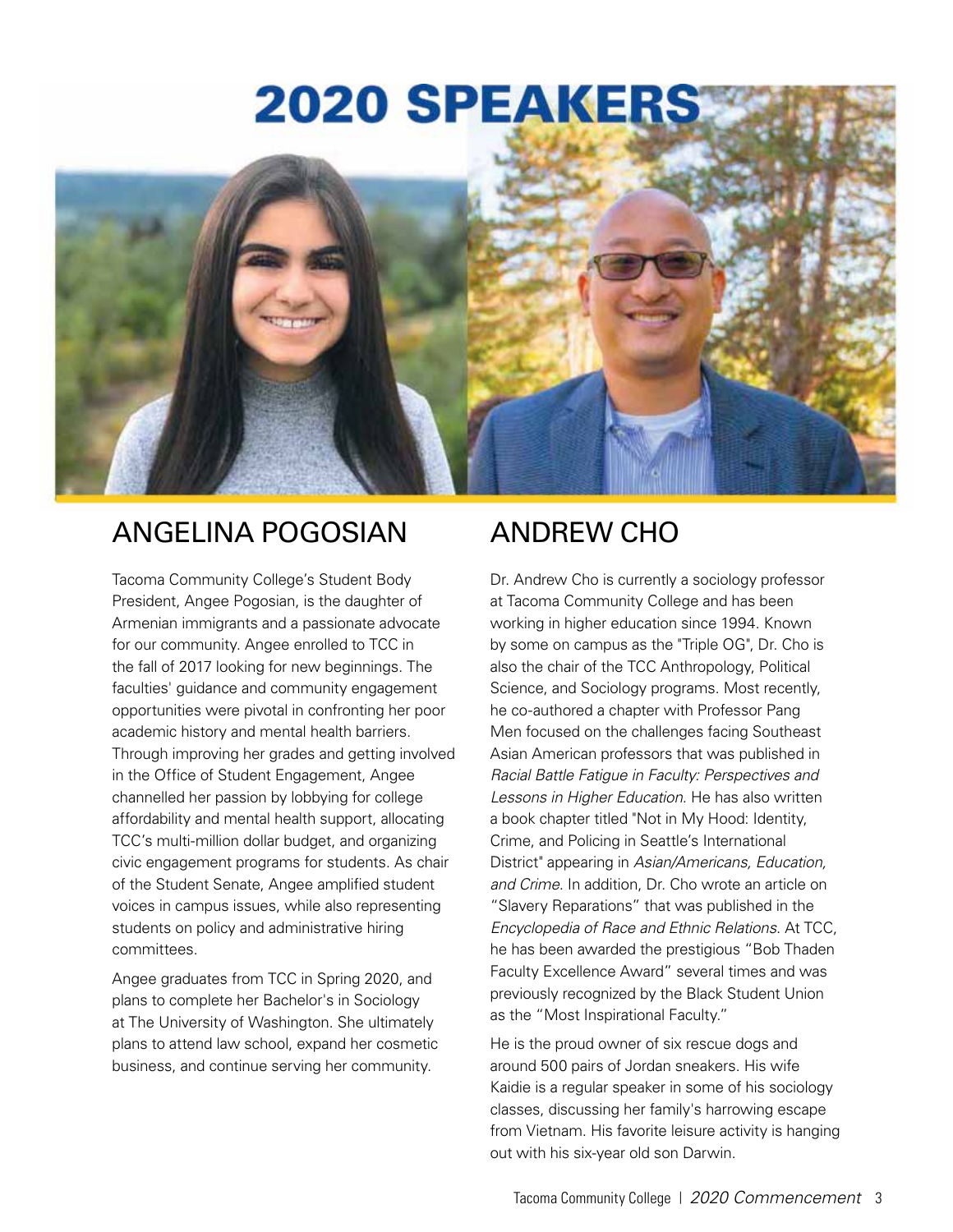# 2020 SPEAKERS

## ANGELINA POGOSIAN

Tacoma Community College's Student Body President, Angee Pogosian, is the daughter of Armenian immigrants and a passionate advocate for our community. Angee enrolled to TCC in the fall of 2017 looking for new beginnings. The faculties' guidance and community engagement opportunities were pivotal in confronting her poor academic history and mental health barriers. Through improving her grades and getting involved in the Office of Student Engagement, Angee channelled her passion by lobbying for college affordability and mental health support, allocating TCC's multi-million dollar budget, and organizing civic engagement programs for students. As chair of the Student Senate, Angee amplified student voices in campus issues, while also representing students on policy and administrative hiring committees.

Angee graduates from TCC in Spring 2020, and plans to complete her Bachelor's in Sociology at The University of Washington. She ultimately plans to attend law school, expand her cosmetic business, and continue serving her community.

## ANDREW CHO

Dr. Andrew Cho is currently a sociology professor at Tacoma Community College and has been working in higher education since 1994. Known by some on campus as the "Triple OG", Dr. Cho is also the chair of the TCC Anthropology, Political Science, and Sociology programs. Most recently, he co-authored a chapter with Professor Pang Men focused on the challenges facing Southeast Asian American professors that was published in *Racial Battle Fatigue in Faculty: Perspectives and Lessons in Higher Education*. He has also written a book chapter titled "Not in My Hood: Identity, Crime, and Policing in Seattle's International District" appearing in *Asian/Americans, Education, and Crime*. In addition, Dr. Cho wrote an article on "Slavery Reparations" that was published in the *Encyclopedia of Race and Ethnic Relations*. At TCC, he has been awarded the prestigious "Bob Thaden Faculty Excellence Award" several times and was previously recognized by the Black Student Union as the "Most Inspirational Faculty."

He is the proud owner of six rescue dogs and around 500 pairs of Jordan sneakers. His wife Kaidie is a regular speaker in some of his sociology classes, discussing her family's harrowing escape from Vietnam. His favorite leisure activity is hanging out with his six-year old son Darwin.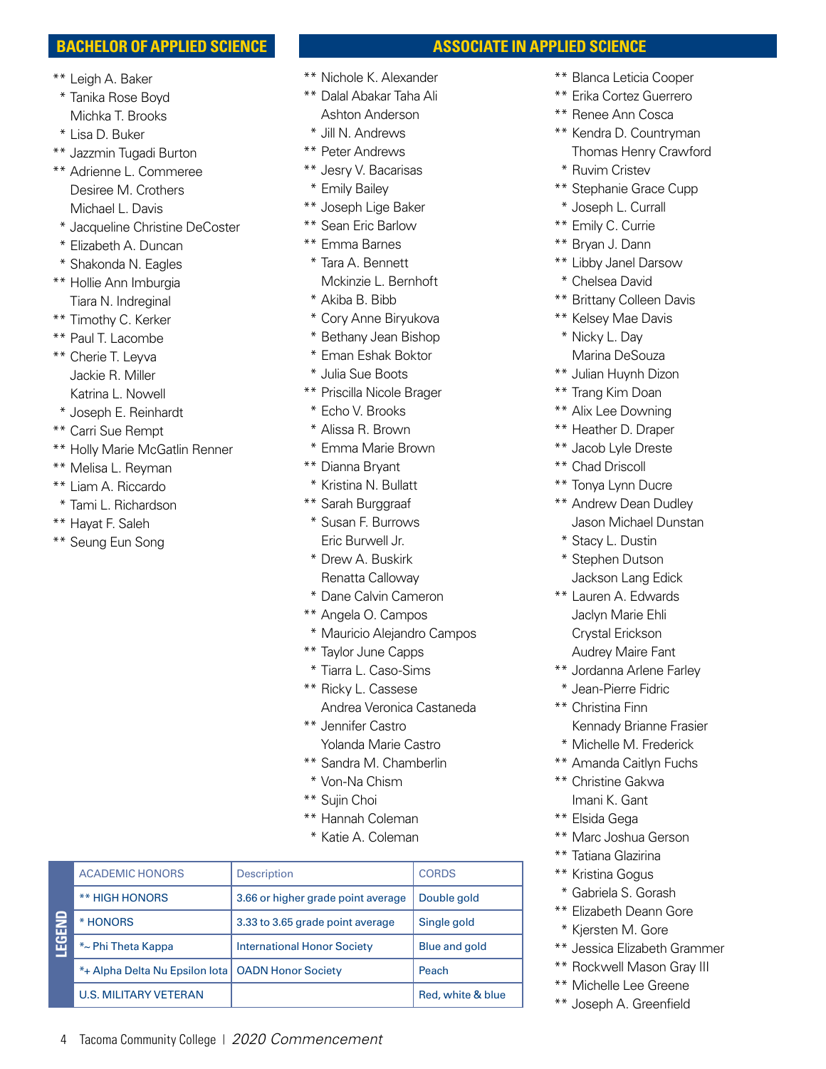## BACHELOR OF APPLIED SCIENCE

** Leigh A. Baker
* Tanika Rose Boyd
Michka T. Brooks
* Lisa D. Buker
** Jazzmin Tugadi Burton
** Adrienne L. Commeree
Desiree M. Crothers
Michael L. Davis
* Jacqueline Christine DeCoster
* Elizabeth A. Duncan
* Shakonda N. Eagles
** Hollie Ann Imburgia
Tiara N. Indreginal
** Timothy C. Kerker
** Paul T. Lacombe
** Cherie T. Leyva
Jackie R. Miller
Katrina L. Nowell
* Joseph E. Reinhardt
** Carri Sue Rempt
** Holly Marie McGatlin Renner
** Melisa L. Reyman
** Liam A. Riccardo
* Tami L. Richardson
** Hayat F. Saleh
** Seung Eun Song

## ASSOCIATE IN APPLIED SCIENCE

** Nichole K. Alexander
** Dalal Abakar Taha Ali
Ashton Anderson
* Jill N. Andrews
** Peter Andrews
** Jesry V. Bacarisas
* Emily Bailey
** Joseph Lige Baker
** Sean Eric Barlow
** Emma Barnes
* Tara A. Bennett
Mckinzie L. Bernhoft
* Akiba B. Bibb
* Cory Anne Biryukova
* Bethany Jean Bishop
* Eman Eshak Boktor
* Julia Sue Boots
** Priscilla Nicole Brager
* Echo V. Brooks
* Alissa R. Brown
* Emma Marie Brown
** Dianna Bryant
* Kristina N. Bullatt
** Sarah Burggraaf
* Susan F. Burrows
Eric Burwell Jr.
* Drew A. Buskirk
Renatta Calloway
* Dane Calvin Cameron
** Angela O. Campos
* Mauricio Alejandro Campos
** Taylor June Capps
* Tiarra L. Caso-Sims
** Ricky L. Cassese
Andrea Veronica Castaneda
** Jennifer Castro
Yolanda Marie Castro
** Sandra M. Chamberlin
* Von-Na Chism
** Sujin Choi
** Hannah Coleman
* Katie A. Coleman
** Blanca Leticia Cooper
** Erika Cortez Guerrero
** Renee Ann Cosca
** Kendra D. Countryman
Thomas Henry Crawford
* Ruvim Cristev
** Stephanie Grace Cupp
* Joseph L. Currall
** Emily C. Currie
** Bryan J. Dann
** Libby Janel Darsow
* Chelsea David
** Brittany Colleen Davis
** Kelsey Mae Davis
* Nicky L. Day
Marina DeSouza
** Julian Huynh Dizon
** Trang Kim Doan
** Alix Lee Downing
** Heather D. Draper
** Jacob Lyle Dreste
** Chad Driscoll
** Tonya Lynn Ducre
** Andrew Dean Dudley
Jason Michael Dunstan
* Stacy L. Dustin
* Stephen Dutson
Jackson Lang Edick
** Lauren A. Edwards
Jaclyn Marie Ehli
Crystal Erickson
Audrey Maire Fant
** Jordanna Arlene Farley
* Jean-Pierre Fidric
** Christina Finn
Kennady Brianne Frasier
* Michelle M. Frederick
** Amanda Caitlyn Fuchs
** Christine Gakwa
Imani K. Gant
** Elsida Gega
** Marc Joshua Gerson
** Tatiana Glazirina
** Kristina Gogus
* Gabriela S. Gorash
** Elizabeth Deann Gore
* Kjersten M. Gore
** Jessica Elizabeth Grammer
** Rockwell Mason Gray III
** Michelle Lee Greene
** Joseph A. Greenfield

**LEGEND**

| ACADEMIC HONORS | Description | CORDS |
|---|---|---|
| ** HIGH HONORS | 3.66 or higher grade point average | Double gold |
| * HONORS | 3.33 to 3.65 grade point average | Single gold |
| *~ Phi Theta Kappa | International Honor Society | Blue and gold |
| *+ Alpha Delta Nu Epsilon Iota | OADN Honor Society | Peach |
| U.S. MILITARY VETERAN | | Red, white & blue |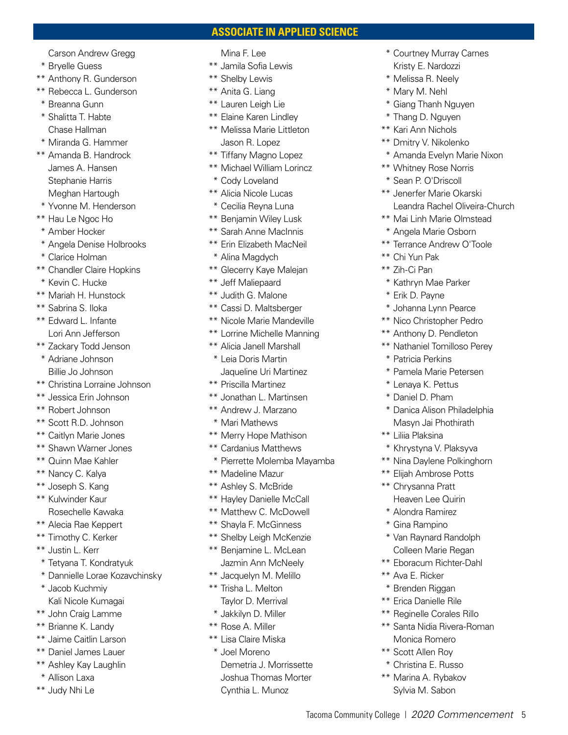## ASSOCIATE IN APPLIED SCIENCE

Carson Andrew Gregg
* Bryelle Guess
** Anthony R. Gunderson
** Rebecca L. Gunderson
* Breanna Gunn
* Shalitta T. Habte
Chase Hallman
* Miranda G. Hammer
** Amanda B. Handrock
James A. Hansen
Stephanie Harris
Meghan Hartough
* Yvonne M. Henderson
** Hau Le Ngoc Ho
* Amber Hocker
* Angela Denise Holbrooks
* Clarice Holman
** Chandler Claire Hopkins
* Kevin C. Hucke
** Mariah H. Hunstock
** Sabrina S. Iloka
** Edward L. Infante
Lori Ann Jefferson
** Zackary Todd Jenson
* Adriane Johnson
Billie Jo Johnson
** Christina Lorraine Johnson
** Jessica Erin Johnson
** Robert Johnson
** Scott R.D. Johnson
** Caitlyn Marie Jones
** Shawn Warner Jones
** Quinn Mae Kahler
** Nancy C. Kalya
** Joseph S. Kang
** Kulwinder Kaur
Rosechelle Kawaka
** Alecia Rae Keppert
** Timothy C. Kerker
** Justin L. Kerr
* Tetyana T. Kondratyuk
* Dannielle Lorae Kozavchinsky
* Jacob Kuchmiy
Kali Nicole Kumagai
** John Craig Lamme
** Brianne K. Landy
** Jaime Caitlin Larson
** Daniel James Lauer
** Ashley Kay Laughlin
* Allison Laxa
** Judy Nhi Le
Mina F. Lee
** Jamila Sofia Lewis
** Shelby Lewis
** Anita G. Liang
** Lauren Leigh Lie
** Elaine Karen Lindley
** Melissa Marie Littleton
Jason R. Lopez
** Tiffany Magno Lopez
** Michael William Lorincz
* Cody Loveland
** Alicia Nicole Lucas
* Cecilia Reyna Luna
** Benjamin Wiley Lusk
** Sarah Anne MacInnis
** Erin Elizabeth MacNeil
* Alina Magdych
** Glecerry Kaye Malejan
** Jeff Maliepaard
** Judith G. Malone
** Cassi D. Maltsberger
** Nicole Marie Mandeville
** Lorrine Michelle Manning
** Alicia Janell Marshall
* Leia Doris Martin
Jaqueline Uri Martinez
** Priscilla Martinez
** Jonathan L. Martinsen
** Andrew J. Marzano
* Mari Mathews
** Merry Hope Mathison
** Cardanius Matthews
* Pierrette Molemba Mayamba
** Madeline Mazur
** Ashley S. McBride
** Hayley Danielle McCall
** Matthew C. McDowell
** Shayla F. McGinness
** Shelby Leigh McKenzie
** Benjamine L. McLean
Jazmin Ann McNeely
** Jacquelyn M. Melillo
** Trisha L. Melton
Taylor D. Merrival
* Jakkilyn D. Miller
** Rose A. Miller
** Lisa Claire Miska
* Joel Moreno
Demetria J. Morrissette
Joshua Thomas Morter
Cynthia L. Munoz
* Courtney Murray Carnes
Kristy E. Nardozzi
* Melissa R. Neely
* Mary M. Nehl
* Giang Thanh Nguyen
* Thang D. Nguyen
** Kari Ann Nichols
** Dmitry V. Nikolenko
* Amanda Evelyn Marie Nixon
** Whitney Rose Norris
* Sean P. O'Driscoll
** Jenerfer Marie Okarski
Leandra Rachel Oliveira-Church
** Mai Linh Marie Olmstead
* Angela Marie Osborn
** Terrance Andrew O'Toole
** Chi Yun Pak
** Zih-Ci Pan
* Kathryn Mae Parker
* Erik D. Payne
* Johanna Lynn Pearce
** Nico Christopher Pedro
** Anthony D. Pendleton
** Nathaniel Tomilloso Perey
* Patricia Perkins
* Pamela Marie Petersen
* Lenaya K. Pettus
* Daniel D. Pham
* Danica Alison Philadelphia
Masyn Jai Phothirath
** Liliia Plaksina
* Khrystyna V. Plaksyva
** Nina Daylene Polkinghorn
** Elijah Ambrose Potts
** Chrysanna Pratt
Heaven Lee Quirin
* Alondra Ramirez
* Gina Rampino
* Van Raynard Randolph
Colleen Marie Regan
** Eboracum Richter-Dahl
** Ava E. Ricker
* Brenden Riggan
** Erica Danielle Rile
** Reginelle Corales Rillo
** Santa Nidia Rivera-Roman
Monica Romero
** Scott Allen Roy
* Christina E. Russo
** Marina A. Rybakov
Sylvia M. Sabon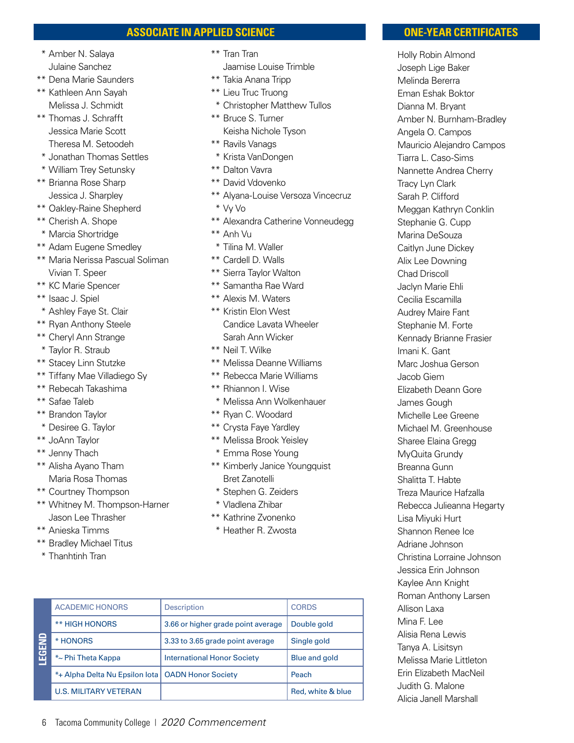## ASSOCIATE IN APPLIED SCIENCE

* Amber N. Salaya
Julaine Sanchez
** Dena Marie Saunders
** Kathleen Ann Sayah
Melissa J. Schmidt
** Thomas J. Schrafft
Jessica Marie Scott
Theresa M. Setoodeh
* Jonathan Thomas Settles
* William Trey Setunsky
** Brianna Rose Sharp
Jessica J. Sharpley
** Oakley-Raine Shepherd
** Cherish A. Shope
* Marcia Shortridge
** Adam Eugene Smedley
** Maria Nerissa Pascual Soliman
Vivian T. Speer
** KC Marie Spencer
** Isaac J. Spiel
* Ashley Faye St. Clair
** Ryan Anthony Steele
** Cheryl Ann Strange
* Taylor R. Straub
** Stacey Linn Stutzke
** Tiffany Mae Villadiego Sy
** Rebecah Takashima
** Safae Taleb
** Brandon Taylor
* Desiree G. Taylor
** JoAnn Taylor
** Jenny Thach
** Alisha Ayano Tham
Maria Rosa Thomas
** Courtney Thompson
** Whitney M. Thompson-Harner
Jason Lee Thrasher
** Anieska Timms
** Bradley Michael Titus
* Thanhtinh Tran
** Tran Tran
Jaamise Louise Trimble
** Takia Anana Tripp
** Lieu Truc Truong
* Christopher Matthew Tullos
** Bruce S. Turner
Keisha Nichole Tyson
** Ravils Vanags
* Krista VanDongen
** Dalton Vavra
** David Vdovenko
** Alyana-Louise Versoza Vincecruz
* Vy Vo
** Alexandra Catherine Vonneudegg
** Anh Vu
* Tilina M. Waller
** Cardell D. Walls
** Sierra Taylor Walton
** Samantha Rae Ward
** Alexis M. Waters
** Kristin Elon West
Candice Lavata Wheeler
Sarah Ann Wicker
** Neil T. Wilke
** Melissa Deanne Williams
** Rebecca Marie Williams
** Rhiannon I. Wise
* Melissa Ann Wolkenhauer
** Ryan C. Woodard
** Crysta Faye Yardley
** Melissa Brook Yeisley
* Emma Rose Young
** Kimberly Janice Youngquist
Bret Zanotelli
* Stephen G. Zeiders
* Vladlena Zhibar
** Kathrine Zvonenko
* Heather R. Zwosta

**LEGEND**

| ACADEMIC HONORS | Description | CORDS |
|---|---|---|
| ** HIGH HONORS | 3.66 or higher grade point average | Double gold |
| * HONORS | 3.33 to 3.65 grade point average | Single gold |
| *~ Phi Theta Kappa | International Honor Society | Blue and gold |
| *+ Alpha Delta Nu Epsilon Iota | OADN Honor Society | Peach |
| U.S. MILITARY VETERAN | | Red, white & blue |

## ONE-YEAR CERTIFICATES

Holly Robin Almond
Joseph Lige Baker
Melinda Bererra
Eman Eshak Boktor
Dianna M. Bryant
Amber N. Burnham-Bradley
Angela O. Campos
Mauricio Alejandro Campos
Tiarra L. Caso-Sims
Nannette Andrea Cherry
Tracy Lyn Clark
Sarah P. Clifford
Meggan Kathryn Conklin
Stephanie G. Cupp
Marina DeSouza
Caitlyn June Dickey
Alix Lee Downing
Chad Driscoll
Jaclyn Marie Ehli
Cecilia Escamilla
Audrey Maire Fant
Stephanie M. Forte
Kennady Brianne Frasier
Imani K. Gant
Marc Joshua Gerson
Jacob Giem
Elizabeth Deann Gore
James Gough
Michelle Lee Greene
Michael M. Greenhouse
Sharee Elaina Gregg
MyQuita Grundy
Breanna Gunn
Shalitta T. Habte
Treza Maurice Hafzalla
Rebecca Julieanna Hegarty
Lisa Miyuki Hurt
Shannon Renee Ice
Adriane Johnson
Christina Lorraine Johnson
Jessica Erin Johnson
Kaylee Ann Knight
Roman Anthony Larsen
Allison Laxa
Mina F. Lee
Alisia Rena Lewis
Tanya A. Lisitsyn
Melissa Marie Littleton
Erin Elizabeth MacNeil
Judith G. Malone
Alicia Janell Marshall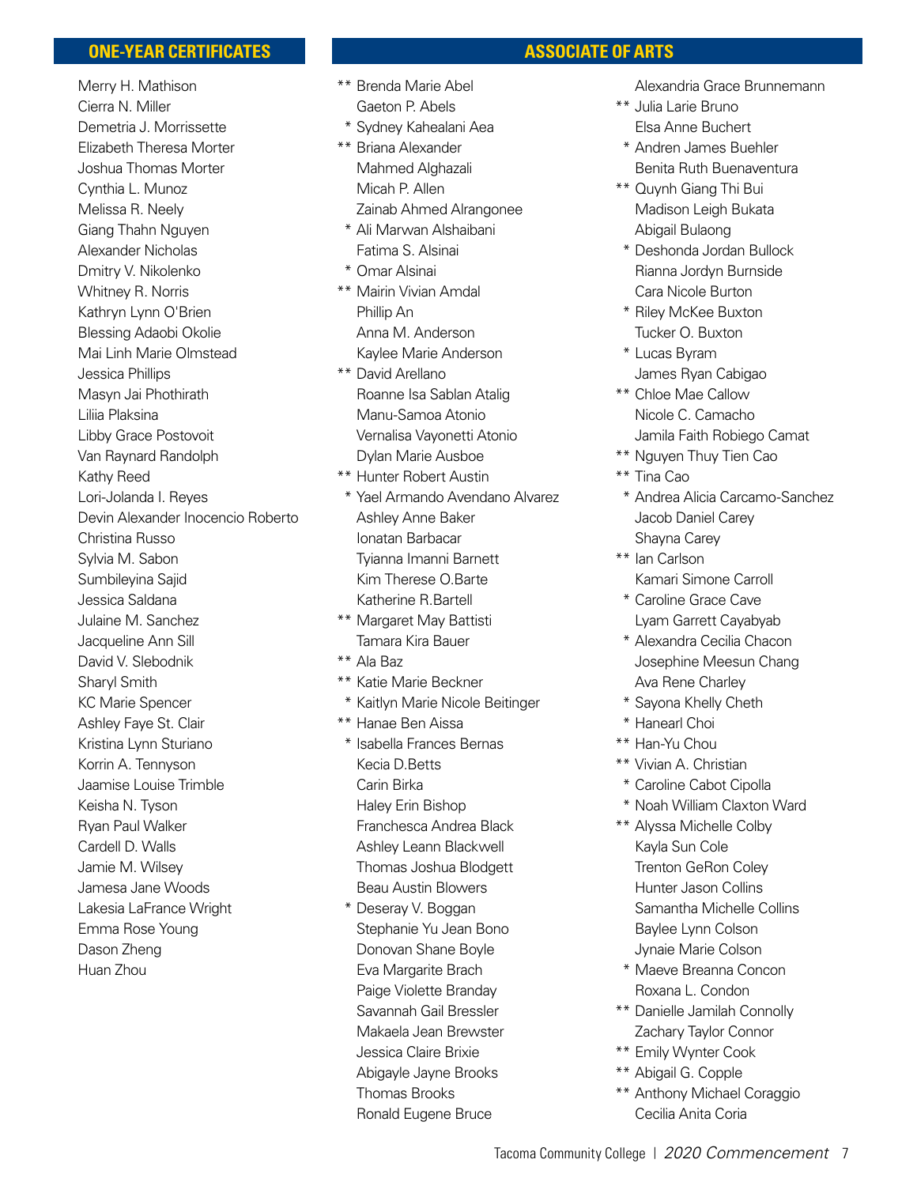## ONE-YEAR CERTIFICATES

Merry H. Mathison
Cierra N. Miller
Demetria J. Morrissette
Elizabeth Theresa Morter
Joshua Thomas Morter
Cynthia L. Munoz
Melissa R. Neely
Giang Thahn Nguyen
Alexander Nicholas
Dmitry V. Nikolenko
Whitney R. Norris
Kathryn Lynn O'Brien
Blessing Adaobi Okolie
Mai Linh Marie Olmstead
Jessica Phillips
Masyn Jai Phothirath
Liliia Plaksina
Libby Grace Postovoit
Van Raynard Randolph
Kathy Reed
Lori-Jolanda I. Reyes
Devin Alexander Inocencio Roberto
Christina Russo
Sylvia M. Sabon
Sumbileyina Sajid
Jessica Saldana
Julaine M. Sanchez
Jacqueline Ann Sill
David V. Slebodnik
Sharyl Smith
KC Marie Spencer
Ashley Faye St. Clair
Kristina Lynn Sturiano
Korrin A. Tennyson
Jaamise Louise Trimble
Keisha N. Tyson
Ryan Paul Walker
Cardell D. Walls
Jamie M. Wilsey
Jamesa Jane Woods
Lakesia LaFrance Wright
Emma Rose Young
Dason Zheng
Huan Zhou

## ASSOCIATE OF ARTS

** Brenda Marie Abel
Gaeton P. Abels
* Sydney Kahealani Aea
** Briana Alexander
Mahmed Alghazali
Micah P. Allen
Zainab Ahmed Alrangonee
* Ali Marwan Alshaibani
Fatima S. Alsinai
* Omar Alsinai
** Mairin Vivian Amdal
Phillip An
Anna M. Anderson
Kaylee Marie Anderson
** David Arellano
Roanne Isa Sablan Atalig
Manu-Samoa Atonio
Vernalisa Vayonetti Atonio
Dylan Marie Ausboe
** Hunter Robert Austin
* Yael Armando Avendano Alvarez
Ashley Anne Baker
Ionatan Barbacar
Tyianna Imanni Barnett
Kim Therese O.Barte
Katherine R.Bartell
** Margaret May Battisti
Tamara Kira Bauer
** Ala Baz
** Katie Marie Beckner
* Kaitlyn Marie Nicole Beitinger
** Hanae Ben Aissa
* Isabella Frances Bernas
Kecia D.Betts
Carin Birka
Haley Erin Bishop
Franchesca Andrea Black
Ashley Leann Blackwell
Thomas Joshua Blodgett
Beau Austin Blowers
* Deseray V. Boggan
Stephanie Yu Jean Bono
Donovan Shane Boyle
Eva Margarite Brach
Paige Violette Branday
Savannah Gail Bressler
Makaela Jean Brewster
Jessica Claire Brixie
Abigayle Jayne Brooks
Thomas Brooks
Ronald Eugene Bruce
Alexandria Grace Brunnemann
** Julia Larie Bruno
Elsa Anne Buchert
* Andren James Buehler
Benita Ruth Buenaventura
** Quynh Giang Thi Bui
Madison Leigh Bukata
Abigail Bulaong
* Deshonda Jordan Bullock
Rianna Jordyn Burnside
Cara Nicole Burton
* Riley McKee Buxton
Tucker O. Buxton
* Lucas Byram
James Ryan Cabigao
** Chloe Mae Callow
Nicole C. Camacho
Jamila Faith Robiego Camat
** Nguyen Thuy Tien Cao
** Tina Cao
* Andrea Alicia Carcamo-Sanchez
Jacob Daniel Carey
Shayna Carey
** Ian Carlson
Kamari Simone Carroll
* Caroline Grace Cave
Lyam Garrett Cayabyab
* Alexandra Cecilia Chacon
Josephine Meesun Chang
Ava Rene Charley
* Sayona Khelly Cheth
* Hanearl Choi
** Han-Yu Chou
** Vivian A. Christian
* Caroline Cabot Cipolla
* Noah William Claxton Ward
** Alyssa Michelle Colby
Kayla Sun Cole
Trenton GeRon Coley
Hunter Jason Collins
Samantha Michelle Collins
Baylee Lynn Colson
Jynaie Marie Colson
* Maeve Breanna Concon
Roxana L. Condon
** Danielle Jamilah Connolly
Zachary Taylor Connor
** Emily Wynter Cook
** Abigail G. Copple
** Anthony Michael Coraggio
Cecilia Anita Coria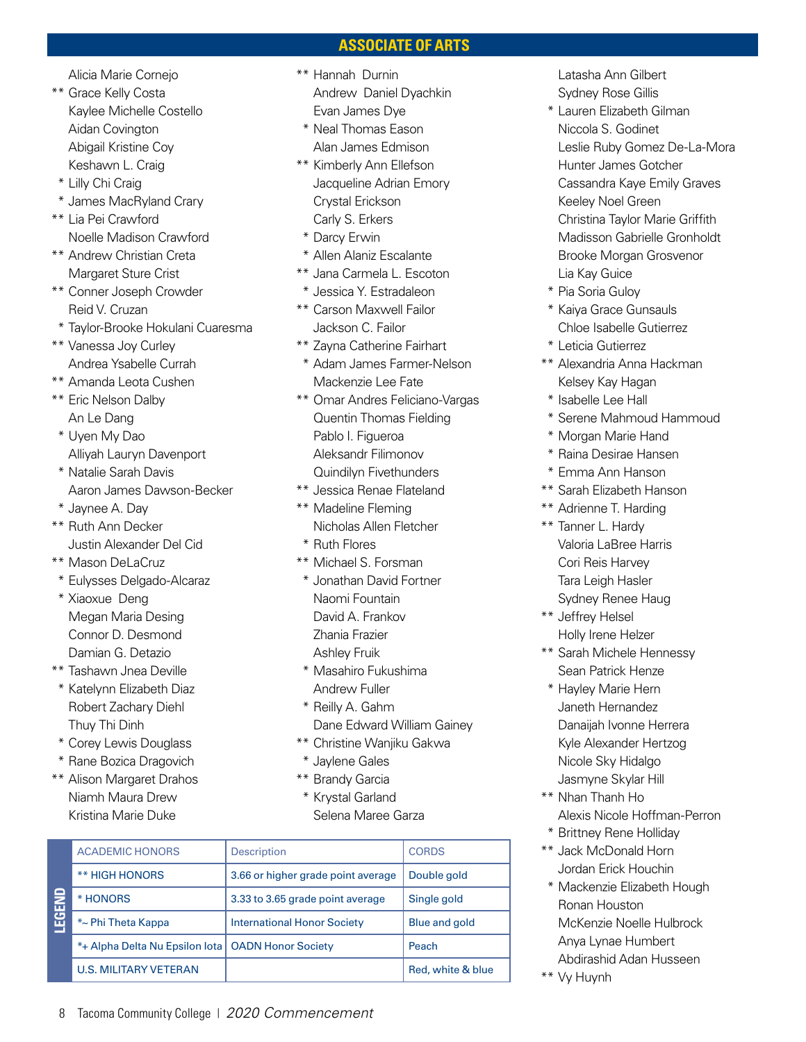## ASSOCIATE OF ARTS

Alicia Marie Cornejo
** Grace Kelly Costa
Kaylee Michelle Costello
Aidan Covington
Abigail Kristine Coy
Keshawn L. Craig
* Lilly Chi Craig
* James MacRyland Crary
** Lia Pei Crawford
Noelle Madison Crawford
** Andrew Christian Creta
Margaret Sture Crist
** Conner Joseph Crowder
Reid V. Cruzan
* Taylor-Brooke Hokulani Cuaresma
** Vanessa Joy Curley
Andrea Ysabelle Currah
** Amanda Leota Cushen
** Eric Nelson Dalby
An Le Dang
* Uyen My Dao
Alliyah Lauryn Davenport
* Natalie Sarah Davis
Aaron James Dawson-Becker
* Jaynee A. Day
** Ruth Ann Decker
Justin Alexander Del Cid
** Mason DeLaCruz
* Eulysses Delgado-Alcaraz
* Xiaoxue Deng
Megan Maria Desing
Connor D. Desmond
Damian G. Detazio
** Tashawn Jnea Deville
* Katelynn Elizabeth Diaz
Robert Zachary Diehl
Thuy Thi Dinh
* Corey Lewis Douglass
* Rane Bozica Dragovich
** Alison Margaret Drahos
Niamh Maura Drew
Kristina Marie Duke
** Hannah Durnin
Andrew Daniel Dyachkin
Evan James Dye
* Neal Thomas Eason
Alan James Edmison
** Kimberly Ann Ellefson
Jacqueline Adrian Emory
Crystal Erickson
Carly S. Erkers
* Darcy Erwin
* Allen Alaniz Escalante
** Jana Carmela L. Escoton
* Jessica Y. Estradaleon
** Carson Maxwell Failor
Jackson C. Failor
** Zayna Catherine Fairhart
* Adam James Farmer-Nelson
Mackenzie Lee Fate
** Omar Andres Feliciano-Vargas
Quentin Thomas Fielding
Pablo I. Figueroa
Aleksandr Filimonov
Quindilyn Fivethunders
** Jessica Renae Flateland
** Madeline Fleming
Nicholas Allen Fletcher
* Ruth Flores
** Michael S. Forsman
* Jonathan David Fortner
Naomi Fountain
David A. Frankov
Zhania Frazier
Ashley Fruik
* Masahiro Fukushima
Andrew Fuller
* Reilly A. Gahm
Dane Edward William Gainey
** Christine Wanjiku Gakwa
* Jaylene Gales
** Brandy Garcia
* Krystal Garland
Selena Maree Garza
Latasha Ann Gilbert
Sydney Rose Gillis
* Lauren Elizabeth Gilman
Niccola S. Godinet
Leslie Ruby Gomez De-La-Mora
Hunter James Gotcher
Cassandra Kaye Emily Graves
Keeley Noel Green
Christina Taylor Marie Griffith
Madisson Gabrielle Gronholdt
Brooke Morgan Grosvenor
Lia Kay Guice
* Pia Soria Guloy
* Kaiya Grace Gunsauls
Chloe Isabelle Gutierrez
* Leticia Gutierrez
** Alexandria Anna Hackman
Kelsey Kay Hagan
* Isabelle Lee Hall
* Serene Mahmoud Hammoud
* Morgan Marie Hand
* Raina Desirae Hansen
* Emma Ann Hanson
** Sarah Elizabeth Hanson
** Adrienne T. Harding
** Tanner L. Hardy
Valoria LaBree Harris
Cori Reis Harvey
Tara Leigh Hasler
Sydney Renee Haug
** Jeffrey Helsel
Holly Irene Helzer
** Sarah Michele Hennessy
Sean Patrick Henze
* Hayley Marie Hern
Janeth Hernandez
Danaijah Ivonne Herrera
Kyle Alexander Hertzog
Nicole Sky Hidalgo
Jasmyne Skylar Hill
** Nhan Thanh Ho
Alexis Nicole Hoffman-Perron
* Brittney Rene Holliday
** Jack McDonald Horn
Jordan Erick Houchin
* Mackenzie Elizabeth Hough
Ronan Houston
McKenzie Noelle Hulbrock
Anya Lynae Humbert
Abdirashid Adan Husseen
** Vy Huynh

**LEGEND**

| ACADEMIC HONORS | Description | CORDS |
|---|---|---|
| ** HIGH HONORS | 3.66 or higher grade point average | Double gold |
| * HONORS | 3.33 to 3.65 grade point average | Single gold |
| *~ Phi Theta Kappa | International Honor Society | Blue and gold |
| *+ Alpha Delta Nu Epsilon Iota | OADN Honor Society | Peach |
| U.S. MILITARY VETERAN | | Red, white & blue |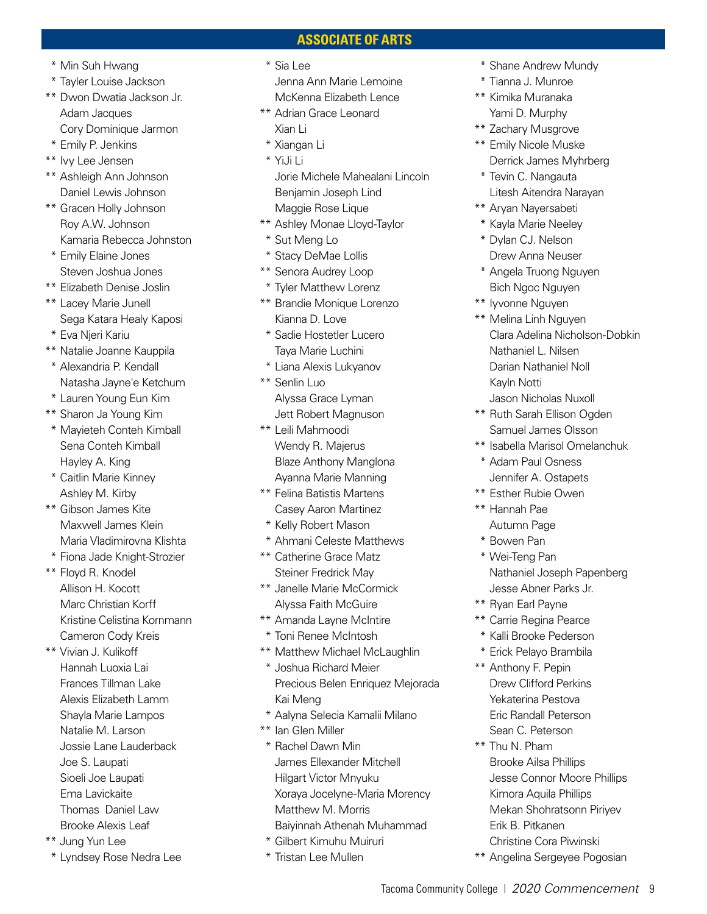## ASSOCIATE OF ARTS

\* Min Suh Hwang
\* Tayler Louise Jackson
\*\* Dwon Dwatia Jackson Jr.
Adam Jacques
Cory Dominique Jarmon
\* Emily P. Jenkins
\*\* Ivy Lee Jensen
\*\* Ashleigh Ann Johnson
Daniel Lewis Johnson
\*\* Gracen Holly Johnson
Roy A.W. Johnson
Kamaria Rebecca Johnston
\* Emily Elaine Jones
Steven Joshua Jones
\*\* Elizabeth Denise Joslin
\*\* Lacey Marie Junell
Sega Katara Healy Kaposi
\* Eva Njeri Kariu
\*\* Natalie Joanne Kauppila
\* Alexandria P. Kendall
Natasha Jayne'e Ketchum
\* Lauren Young Eun Kim
\*\* Sharon Ja Young Kim
\* Mayieteh Conteh Kimball
Sena Conteh Kimball
Hayley A. King
\* Caitlin Marie Kinney
Ashley M. Kirby
\*\* Gibson James Kite
Maxwell James Klein
Maria Vladimirovna Klishta
\* Fiona Jade Knight-Strozier
\*\* Floyd R. Knodel
Allison H. Kocott
Marc Christian Korff
Kristine Celistina Kornmann
Cameron Cody Kreis
\*\* Vivian J. Kulikoff
Hannah Luoxia Lai
Frances Tillman Lake
Alexis Elizabeth Lamm
Shayla Marie Lampos
Natalie M. Larson
Jossie Lane Lauderback
Joe S. Laupati
Sioeli Joe Laupati
Ema Lavickaite
Thomas Daniel Law
Brooke Alexis Leaf
\*\* Jung Yun Lee
\* Lyndsey Rose Nedra Lee
\* Sia Lee
Jenna Ann Marie Lemoine
McKenna Elizabeth Lence
\*\* Adrian Grace Leonard
Xian Li
\* Xiangan Li
\* YiJi Li
Jorie Michele Mahealani Lincoln
Benjamin Joseph Lind
Maggie Rose Lique
\*\* Ashley Monae Lloyd-Taylor
\* Sut Meng Lo
\* Stacy DeMae Lollis
\*\* Senora Audrey Loop
\* Tyler Matthew Lorenz
\*\* Brandie Monique Lorenzo
Kianna D. Love
\* Sadie Hostetler Lucero
Taya Marie Luchini
\* Liana Alexis Lukyanov
\*\* Senlin Luo
Alyssa Grace Lyman
Jett Robert Magnuson
\*\* Leili Mahmoodi
Wendy R. Majerus
Blaze Anthony Manglona
Ayanna Marie Manning
\*\* Felina Batistis Martens
Casey Aaron Martinez
\* Kelly Robert Mason
\* Ahmani Celeste Matthews
\*\* Catherine Grace Matz
Steiner Fredrick May
\*\* Janelle Marie McCormick
Alyssa Faith McGuire
\*\* Amanda Layne McIntire
\* Toni Renee McIntosh
\*\* Matthew Michael McLaughlin
\* Joshua Richard Meier
Precious Belen Enriquez Mejorada
Kai Meng
\* Aalyna Selecia Kamalii Milano
\*\* Ian Glen Miller
\* Rachel Dawn Min
James Ellexander Mitchell
Hilgart Victor Mnyuku
Xoraya Jocelyne-Maria Morency
Matthew M. Morris
Baiyinnah Athenah Muhammad
\* Gilbert Kimuhu Muiruri
\* Tristan Lee Mullen
\* Shane Andrew Mundy
\* Tianna J. Munroe
\*\* Kimika Muranaka
Yami D. Murphy
\*\* Zachary Musgrove
\*\* Emily Nicole Muske
Derrick James Myhrberg
\* Tevin C. Nangauta
Litesh Aitendra Narayan
\*\* Aryan Nayersabeti
\* Kayla Marie Neeley
\* Dylan CJ. Nelson
Drew Anna Neuser
\* Angela Truong Nguyen
Bich Ngoc Nguyen
\*\* Iyvonne Nguyen
\*\* Melina Linh Nguyen
Clara Adelina Nicholson-Dobkin
Nathaniel L. Nilsen
Darian Nathaniel Noll
Kayln Notti
Jason Nicholas Nuxoll
\*\* Ruth Sarah Ellison Ogden
Samuel James Olsson
\*\* Isabella Marisol Omelanchuk
\* Adam Paul Osness
Jennifer A. Ostapets
\*\* Esther Rubie Owen
\*\* Hannah Pae
Autumn Page
\* Bowen Pan
\* Wei-Teng Pan
Nathaniel Joseph Papenberg
Jesse Abner Parks Jr.
\*\* Ryan Earl Payne
\*\* Carrie Regina Pearce
\* Kalli Brooke Pederson
\* Erick Pelayo Brambila
\*\* Anthony F. Pepin
Drew Clifford Perkins
Yekaterina Pestova
Eric Randall Peterson
Sean C. Peterson
\*\* Thu N. Pham
Brooke Ailsa Phillips
Jesse Connor Moore Phillips
Kimora Aquila Phillips
Mekan Shohratsonn Piriyev
Erik B. Pitkanen
Christine Cora Piwinski
\*\* Angelina Sergeyee Pogosian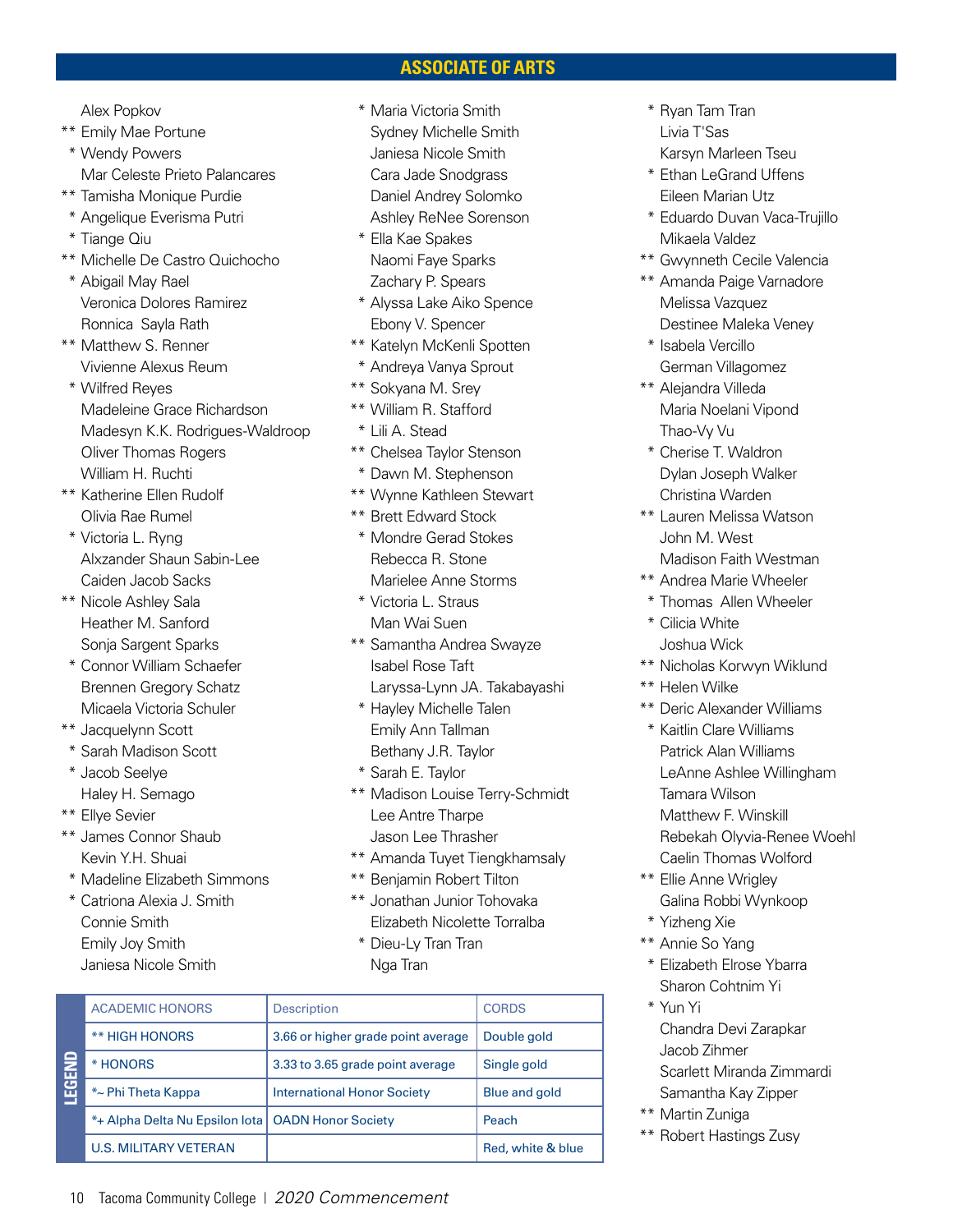## ASSOCIATE OF ARTS

Alex Popkov
** Emily Mae Portune
* Wendy Powers
Mar Celeste Prieto Palancares
** Tamisha Monique Purdie
* Angelique Everisma Putri
* Tiange Qiu
** Michelle De Castro Quichocho
* Abigail May Rael
Veronica Dolores Ramirez
Ronnica Sayla Rath
** Matthew S. Renner
Vivienne Alexus Reum
* Wilfred Reyes
Madeleine Grace Richardson
Madesyn K.K. Rodrigues-Waldroop
Oliver Thomas Rogers
William H. Ruchti
** Katherine Ellen Rudolf
Olivia Rae Rumel
* Victoria L. Ryng
Alxzander Shaun Sabin-Lee
Caiden Jacob Sacks
** Nicole Ashley Sala
Heather M. Sanford
Sonja Sargent Sparks
* Connor William Schaefer
Brennen Gregory Schatz
Micaela Victoria Schuler
** Jacquelynn Scott
* Sarah Madison Scott
* Jacob Seelye
Haley H. Semago
** Ellye Sevier
** James Connor Shaub
Kevin Y.H. Shuai
* Madeline Elizabeth Simmons
* Catriona Alexia J. Smith
Connie Smith
Emily Joy Smith
Janiesa Nicole Smith
* Maria Victoria Smith
Sydney Michelle Smith
Janiesa Nicole Smith
Cara Jade Snodgrass
Daniel Andrey Solomko
Ashley ReNee Sorenson
* Ella Kae Spakes
Naomi Faye Sparks
Zachary P. Spears
* Alyssa Lake Aiko Spence
Ebony V. Spencer
** Katelyn McKenli Spotten
* Andreya Vanya Sprout
** Sokyana M. Srey
** William R. Stafford
* Lili A. Stead
** Chelsea Taylor Stenson
* Dawn M. Stephenson
** Wynne Kathleen Stewart
** Brett Edward Stock
* Mondre Gerad Stokes
Rebecca R. Stone
Marielee Anne Storms
* Victoria L. Straus
Man Wai Suen
** Samantha Andrea Swayze
Isabel Rose Taft
Laryssa-Lynn JA. Takabayashi
* Hayley Michelle Talen
Emily Ann Tallman
Bethany J.R. Taylor
* Sarah E. Taylor
** Madison Louise Terry-Schmidt
Lee Antre Tharpe
Jason Lee Thrasher
** Amanda Tuyet Tiengkhamsaly
** Benjamin Robert Tilton
** Jonathan Junior Tohovaka
Elizabeth Nicolette Torralba
* Dieu-Ly Tran Tran
Nga Tran
* Ryan Tam Tran
Livia T'Sas
Karsyn Marleen Tseu
* Ethan LeGrand Uffens
Eileen Marian Utz
* Eduardo Duvan Vaca-Trujillo
Mikaela Valdez
** Gwynneth Cecile Valencia
** Amanda Paige Varnadore
Melissa Vazquez
Destinee Maleka Veney
* Isabela Vercillo
German Villagomez
** Alejandra Villeda
Maria Noelani Vipond
Thao-Vy Vu
* Cherise T. Waldron
Dylan Joseph Walker
Christina Warden
** Lauren Melissa Watson
John M. West
Madison Faith Westman
** Andrea Marie Wheeler
* Thomas Allen Wheeler
* Cilicia White
Joshua Wick
** Nicholas Korwyn Wiklund
** Helen Wilke
** Deric Alexander Williams
* Kaitlin Clare Williams
Patrick Alan Williams
LeAnne Ashlee Willingham
Tamara Wilson
Matthew F. Winskill
Rebekah Olyvia-Renee Woehl
Caelin Thomas Wolford
** Ellie Anne Wrigley
Galina Robbi Wynkoop
* Yizheng Xie
** Annie So Yang
* Elizabeth Elrose Ybarra
Sharon Cohtnim Yi
* Yun Yi
Chandra Devi Zarapkar
Jacob Zihmer
Scarlett Miranda Zimmardi
Samantha Kay Zipper
** Martin Zuniga
** Robert Hastings Zusy

**LEGEND**

| ACADEMIC HONORS | Description | CORDS |
|---|---|---|
| ** HIGH HONORS | 3.66 or higher grade point average | Double gold |
| * HONORS | 3.33 to 3.65 grade point average | Single gold |
| *~ Phi Theta Kappa | International Honor Society | Blue and gold |
| *+ Alpha Delta Nu Epsilon Iota | OADN Honor Society | Peach |
| U.S. MILITARY VETERAN | | Red, white & blue |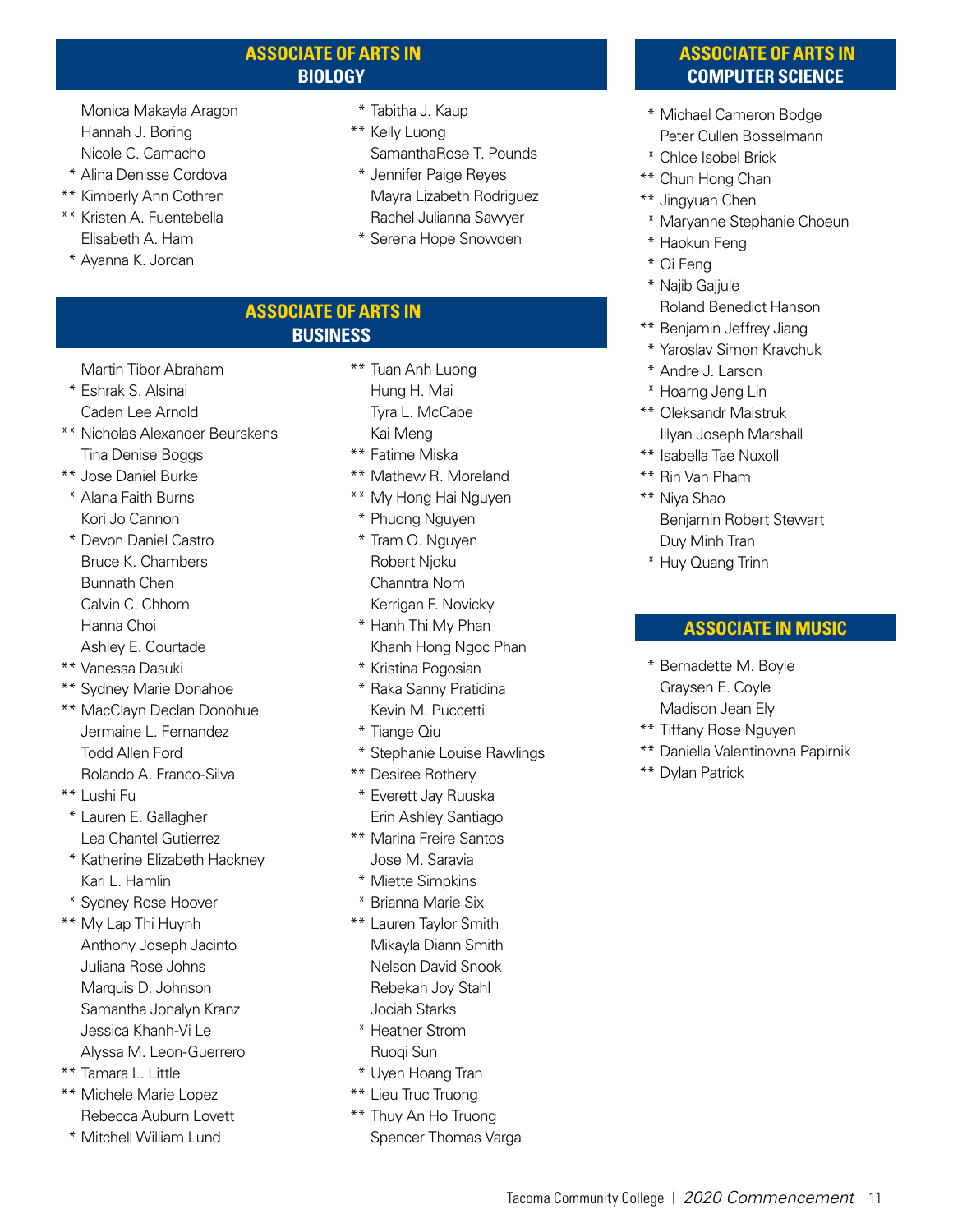## ASSOCIATE OF ARTS IN BIOLOGY

Monica Makayla Aragon
Hannah J. Boring
Nicole C. Camacho
* Alina Denisse Cordova
** Kimberly Ann Cothren
** Kristen A. Fuentebella
Elisabeth A. Ham
* Ayanna K. Jordan
* Tabitha J. Kaup
** Kelly Luong
SamanthaRose T. Pounds
* Jennifer Paige Reyes
Mayra Lizabeth Rodriguez
Rachel Julianna Sawyer
* Serena Hope Snowden

## ASSOCIATE OF ARTS IN BUSINESS

Martin Tibor Abraham
* Eshrak S. Alsinai
Caden Lee Arnold
** Nicholas Alexander Beurskens
Tina Denise Boggs
** Jose Daniel Burke
* Alana Faith Burns
Kori Jo Cannon
* Devon Daniel Castro
Bruce K. Chambers
Bunnath Chen
Calvin C. Chhom
Hanna Choi
Ashley E. Courtade
** Vanessa Dasuki
** Sydney Marie Donahoe
** MacClayn Declan Donohue
Jermaine L. Fernandez
Todd Allen Ford
Rolando A. Franco-Silva
** Lushi Fu
* Lauren E. Gallagher
Lea Chantel Gutierrez
* Katherine Elizabeth Hackney
Kari L. Hamlin
* Sydney Rose Hoover
** My Lap Thi Huynh
Anthony Joseph Jacinto
Juliana Rose Johns
Marquis D. Johnson
Samantha Jonalyn Kranz
Jessica Khanh-Vi Le
Alyssa M. Leon-Guerrero
** Tamara L. Little
** Michele Marie Lopez
Rebecca Auburn Lovett
* Mitchell William Lund
** Tuan Anh Luong
Hung H. Mai
Tyra L. McCabe
Kai Meng
** Fatime Miska
** Mathew R. Moreland
** My Hong Hai Nguyen
* Phuong Nguyen
* Tram Q. Nguyen
Robert Njoku
Channtra Nom
Kerrigan F. Novicky
* Hanh Thi My Phan
Khanh Hong Ngoc Phan
* Kristina Pogosian
* Raka Sanny Pratidina
Kevin M. Puccetti
* Tiange Qiu
* Stephanie Louise Rawlings
** Desiree Rothery
* Everett Jay Ruuska
Erin Ashley Santiago
** Marina Freire Santos
Jose M. Saravia
* Miette Simpkins
* Brianna Marie Six
** Lauren Taylor Smith
Mikayla Diann Smith
Nelson David Snook
Rebekah Joy Stahl
Jociah Starks
* Heather Strom
Ruoqi Sun
* Uyen Hoang Tran
** Lieu Truc Truong
** Thuy An Ho Truong
Spencer Thomas Varga

## ASSOCIATE OF ARTS IN COMPUTER SCIENCE

* Michael Cameron Bodge
Peter Cullen Bosselmann
* Chloe Isobel Brick
** Chun Hong Chan
** Jingyuan Chen
* Maryanne Stephanie Choeun
* Haokun Feng
* Qi Feng
* Najib Gajjule
Roland Benedict Hanson
** Benjamin Jeffrey Jiang
* Yaroslav Simon Kravchuk
* Andre J. Larson
* Hoarng Jeng Lin
** Oleksandr Maistruk
Illyan Joseph Marshall
** Isabella Tae Nuxoll
** Rin Van Pham
** Niya Shao
Benjamin Robert Stewart
Duy Minh Tran
* Huy Quang Trinh

## ASSOCIATE IN MUSIC

* Bernadette M. Boyle
Graysen E. Coyle
Madison Jean Ely
** Tiffany Rose Nguyen
** Daniella Valentinovna Papirnik
** Dylan Patrick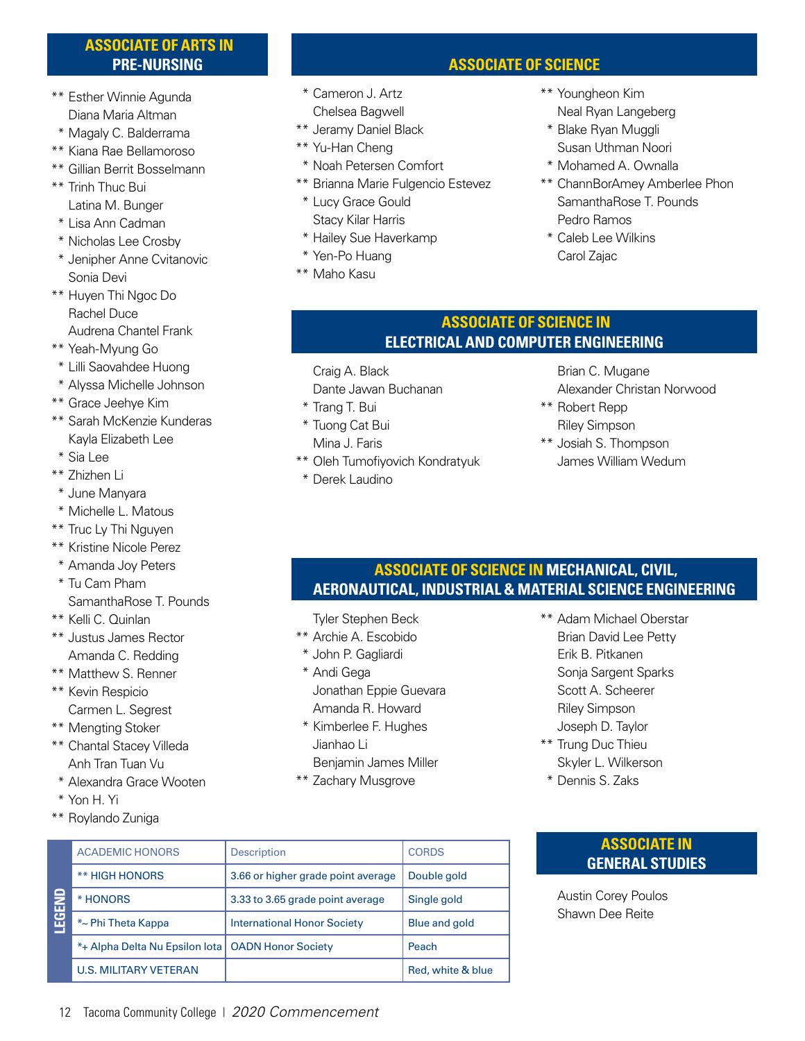## ASSOCIATE OF ARTS IN PRE-NURSING

- ** Esther Winnie Agunda
- Diana Maria Altman
- * Magaly C. Balderrama
- ** Kiana Rae Bellamoroso
- ** Gillian Berrit Bosselmann
- ** Trinh Thuc Bui
- Latina M. Bunger
- * Lisa Ann Cadman
- * Nicholas Lee Crosby
- * Jenipher Anne Cvitanovic
- Sonia Devi
- ** Huyen Thi Ngoc Do
- Rachel Duce
- Audrena Chantel Frank
- ** Yeah-Myung Go
- * Lilli Saovahdee Huong
- * Alyssa Michelle Johnson
- ** Grace Jeehye Kim
- ** Sarah McKenzie Kunderas
- Kayla Elizabeth Lee
- * Sia Lee
- ** Zhizhen Li
- * June Manyara
- * Michelle L. Matous
- ** Truc Ly Thi Nguyen
- ** Kristine Nicole Perez
- * Amanda Joy Peters
- * Tu Cam Pham
- SamanthaRose T. Pounds
- ** Kelli C. Quinlan
- ** Justus James Rector
- Amanda C. Redding
- ** Matthew S. Renner
- ** Kevin Respicio
- Carmen L. Segrest
- ** Mengting Stoker
- ** Chantal Stacey Villeda
- Anh Tran Tuan Vu
- * Alexandra Grace Wooten
- * Yon H. Yi
- ** Roylando Zuniga

## ASSOCIATE OF SCIENCE

- * Cameron J. Artz
- Chelsea Bagwell
- ** Jeramy Daniel Black
- ** Yu-Han Cheng
- * Noah Petersen Comfort
- ** Brianna Marie Fulgencio Estevez
- * Lucy Grace Gould
- Stacy Kilar Harris
- * Hailey Sue Haverkamp
- * Yen-Po Huang
- ** Maho Kasu
- ** Youngheon Kim
- Neal Ryan Langeberg
- * Blake Ryan Muggli
- Susan Uthman Noori
- * Mohamed A. Ownalla
- ** ChannBorAmey Amberlee Phon
- SamanthaRose T. Pounds
- Pedro Ramos
- * Caleb Lee Wilkins
- Carol Zajac

## ASSOCIATE OF SCIENCE IN ELECTRICAL AND COMPUTER ENGINEERING

- Craig A. Black
- Dante Jawan Buchanan
- * Trang T. Bui
- * Tuong Cat Bui
- Mina J. Faris
- ** Oleh Tumofiyovich Kondratyuk
- * Derek Laudino
- Brian C. Mugane
- Alexander Christan Norwood
- ** Robert Repp
- Riley Simpson
- ** Josiah S. Thompson
- James William Wedum

## ASSOCIATE OF SCIENCE IN MECHANICAL, CIVIL, AERONAUTICAL, INDUSTRIAL & MATERIAL SCIENCE ENGINEERING

- Tyler Stephen Beck
- ** Archie A. Escobido
- * John P. Gagliardi
- * Andi Gega
- Jonathan Eppie Guevara
- Amanda R. Howard
- * Kimberlee F. Hughes
- Jianhao Li
- Benjamin James Miller
- ** Zachary Musgrove
- ** Adam Michael Oberstar
- Brian David Lee Petty
- Erik B. Pitkanen
- Sonja Sargent Sparks
- Scott A. Scheerer
- Riley Simpson
- Joseph D. Taylor
- ** Trung Duc Thieu
- Skyler L. Wilkerson
- * Dennis S. Zaks

## ASSOCIATE IN GENERAL STUDIES

- Austin Corey Poulos
- Shawn Dee Reite

**LEGEND**

| ACADEMIC HONORS | Description | CORDS |
|---|---|---|
| ** HIGH HONORS | 3.66 or higher grade point average | Double gold |
| * HONORS | 3.33 to 3.65 grade point average | Single gold |
| *~ Phi Theta Kappa | International Honor Society | Blue and gold |
| *+ Alpha Delta Nu Epsilon Iota | OADN Honor Society | Peach |
| U.S. MILITARY VETERAN | | Red, white & blue |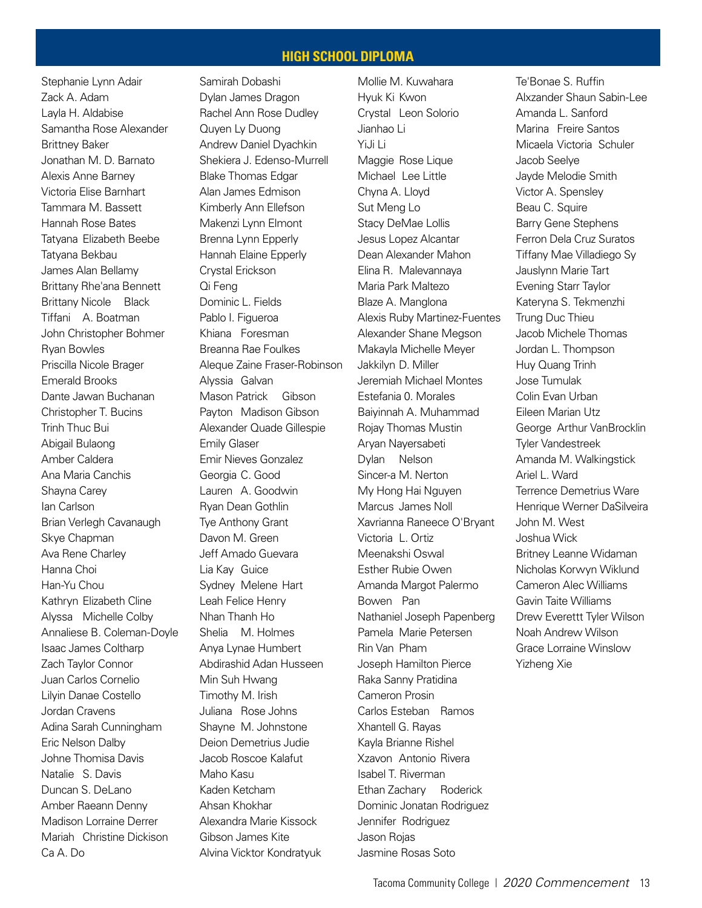## HIGH SCHOOL DIPLOMA

Stephanie Lynn Adair
Zack A. Adam
Layla H. Aldabise
Samantha Rose Alexander
Brittney Baker
Jonathan M. D. Barnato
Alexis Anne Barney
Victoria Elise Barnhart
Tammara M. Bassett
Hannah Rose Bates
Tatyana Elizabeth Beebe
Tatyana Bekbau
James Alan Bellamy
Brittany Rhe'ana Bennett
Brittany Nicole Black
Tiffani A. Boatman
John Christopher Bohmer
Ryan Bowles
Priscilla Nicole Brager
Emerald Brooks
Dante Jawan Buchanan
Christopher T. Bucins
Trinh Thuc Bui
Abigail Bulaong
Amber Caldera
Ana Maria Canchis
Shayna Carey
Ian Carlson
Brian Verlegh Cavanaugh
Skye Chapman
Ava Rene Charley
Hanna Choi
Han-Yu Chou
Kathryn Elizabeth Cline
Alyssa Michelle Colby
Annaliese B. Coleman-Doyle
Isaac James Coltharp
Zach Taylor Connor
Juan Carlos Cornelio
Lilyin Danae Costello
Jordan Cravens
Adina Sarah Cunningham
Eric Nelson Dalby
Johne Thomisa Davis
Natalie S. Davis
Duncan S. DeLano
Amber Raeann Denny
Madison Lorraine Derrer
Mariah Christine Dickison
Ca A. Do
Samirah Dobashi
Dylan James Dragon
Rachel Ann Rose Dudley
Quyen Ly Duong
Andrew Daniel Dyachkin
Shekiera J. Edenso-Murrell
Blake Thomas Edgar
Alan James Edmison
Kimberly Ann Ellefson
Makenzi Lynn Elmont
Brenna Lynn Epperly
Hannah Elaine Epperly
Crystal Erickson
Qi Feng
Dominic L. Fields
Pablo I. Figueroa
Khiana Foresman
Breanna Rae Foulkes
Aleque Zaine Fraser-Robinson
Alyssia Galvan
Mason Patrick Gibson
Payton Madison Gibson
Alexander Quade Gillespie
Emily Glaser
Emir Nieves Gonzalez
Georgia C. Good
Lauren A. Goodwin
Ryan Dean Gothlin
Tye Anthony Grant
Davon M. Green
Jeff Amado Guevara
Lia Kay Guice
Sydney Melene Hart
Leah Felice Henry
Nhan Thanh Ho
Shelia M. Holmes
Anya Lynae Humbert
Abdirashid Adan Husseen
Min Suh Hwang
Timothy M. Irish
Juliana Rose Johns
Shayne M. Johnstone
Deion Demetrius Judie
Jacob Roscoe Kalafut
Maho Kasu
Kaden Ketcham
Ahsan Khokhar
Alexandra Marie Kissock
Gibson James Kite
Alvina Vicktor Kondratyuk
Mollie M. Kuwahara
Hyuk Ki Kwon
Crystal Leon Solorio
Jianhao Li
YiJi Li
Maggie Rose Lique
Michael Lee Little
Chyna A. Lloyd
Sut Meng Lo
Stacy DeMae Lollis
Jesus Lopez Alcantar
Dean Alexander Mahon
Elina R. Malevannaya
Maria Park Maltezo
Blaze A. Manglona
Alexis Ruby Martinez-Fuentes
Alexander Shane Megson
Makayla Michelle Meyer
Jakkilyn D. Miller
Jeremiah Michael Montes
Estefania 0. Morales
Baiyinnah A. Muhammad
Rojay Thomas Mustin
Aryan Nayersabeti
Dylan Nelson
Sincer-a M. Nerton
My Hong Hai Nguyen
Marcus James Noll
Xavrianna Raneece O'Bryant
Victoria L. Ortiz
Meenakshi Oswal
Esther Rubie Owen
Amanda Margot Palermo
Bowen Pan
Nathaniel Joseph Papenberg
Pamela Marie Petersen
Rin Van Pham
Joseph Hamilton Pierce
Raka Sanny Pratidina
Cameron Prosin
Carlos Esteban Ramos
Xhantell G. Rayas
Kayla Brianne Rishel
Xzavon Antonio Rivera
Isabel T. Riverman
Ethan Zachary Roderick
Dominic Jonatan Rodriguez
Jennifer Rodriguez
Jason Rojas
Jasmine Rosas Soto
Te'Bonae S. Ruffin
Alxzander Shaun Sabin-Lee
Amanda L. Sanford
Marina Freire Santos
Micaela Victoria Schuler
Jacob Seelye
Jayde Melodie Smith
Victor A. Spensley
Beau C. Squire
Barry Gene Stephens
Ferron Dela Cruz Suratos
Tiffany Mae Villadiego Sy
Jauslynn Marie Tart
Evening Starr Taylor
Kateryna S. Tekmenzhi
Trung Duc Thieu
Jacob Michele Thomas
Jordan L. Thompson
Huy Quang Trinh
Jose Tumulak
Colin Evan Urban
Eileen Marian Utz
George Arthur VanBrocklin
Tyler Vandestreek
Amanda M. Walkingstick
Ariel L. Ward
Terrence Demetrius Ware
Henrique Werner DaSilveira
John M. West
Joshua Wick
Britney Leanne Widaman
Nicholas Korwyn Wiklund
Cameron Alec Williams
Gavin Taite Williams
Drew Everettt Tyler Wilson
Noah Andrew Wilson
Grace Lorraine Winslow
Yizheng Xie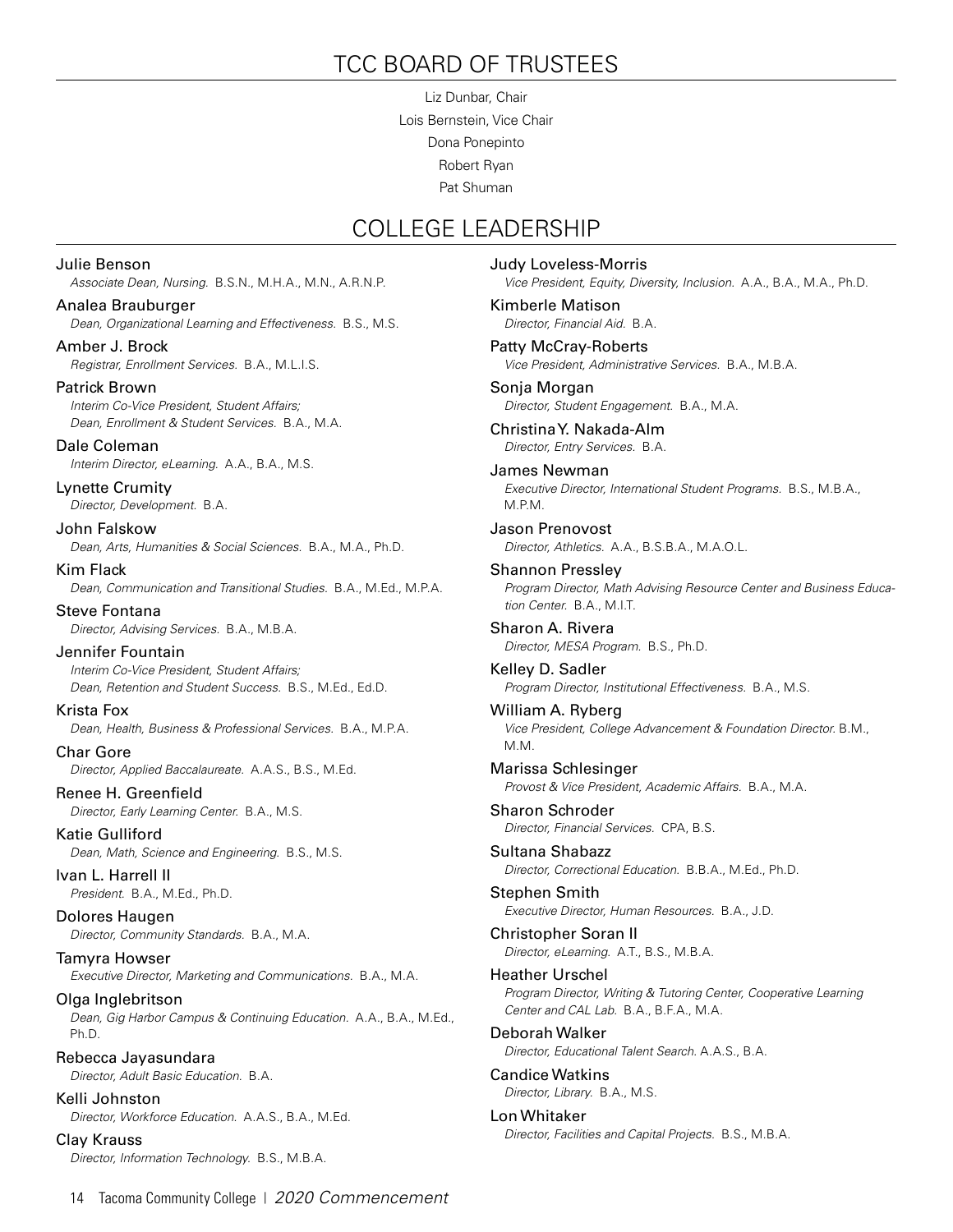# TCC BOARD OF TRUSTEES

Liz Dunbar, Chair

Lois Bernstein, Vice Chair

Dona Ponepinto

Robert Ryan

Pat Shuman

# COLLEGE LEADERSHIP

Julie Benson
*Associate Dean, Nursing.* B.S.N., M.H.A., M.N., A.R.N.P.

Analea Brauburger
*Dean, Organizational Learning and Effectiveness.* B.S., M.S.

Amber J. Brock
*Registrar, Enrollment Services.* B.A., M.L.I.S.

Patrick Brown
*Interim Co-Vice President, Student Affairs;*
*Dean, Enrollment & Student Services.* B.A., M.A.

Dale Coleman
*Interim Director, eLearning.* A.A., B.A., M.S.

Lynette Crumity
*Director, Development.* B.A.

John Falskow
*Dean, Arts, Humanities & Social Sciences.* B.A., M.A., Ph.D.

Kim Flack
*Dean, Communication and Transitional Studies.* B.A., M.Ed., M.P.A.

Steve Fontana
*Director, Advising Services.* B.A., M.B.A.

Jennifer Fountain
*Interim Co-Vice President, Student Affairs;*
*Dean, Retention and Student Success.* B.S., M.Ed., Ed.D.

Krista Fox
*Dean, Health, Business & Professional Services.* B.A., M.P.A.

Char Gore
*Director, Applied Baccalaureate.* A.A.S., B.S., M.Ed.

Renee H. Greenfield
*Director, Early Learning Center.* B.A., M.S.

Katie Gulliford
*Dean, Math, Science and Engineering.* B.S., M.S.

Ivan L. Harrell II
*President.* B.A., M.Ed., Ph.D.

Dolores Haugen
*Director, Community Standards.* B.A., M.A.

Tamyra Howser
*Executive Director, Marketing and Communications.* B.A., M.A.

Olga Inglebritson
*Dean, Gig Harbor Campus & Continuing Education.* A.A., B.A., M.Ed., Ph.D.

Rebecca Jayasundara
*Director, Adult Basic Education.* B.A.

Kelli Johnston
*Director, Workforce Education.* A.A.S., B.A., M.Ed.

Clay Krauss
*Director, Information Technology.* B.S., M.B.A.

Judy Loveless-Morris
*Vice President, Equity, Diversity, Inclusion.* A.A., B.A., M.A., Ph.D.

Kimberle Matison
*Director, Financial Aid.* B.A.

Patty McCray-Roberts
*Vice President, Administrative Services.* B.A., M.B.A.

Sonja Morgan
*Director, Student Engagement.* B.A., M.A.

Christina Y. Nakada-Alm
*Director, Entry Services.* B.A.

James Newman
*Executive Director, International Student Programs.* B.S., M.B.A., M.P.M.

Jason Prenovost
*Director, Athletics.* A.A., B.S.B.A., M.A.O.L.

Shannon Pressley
*Program Director, Math Advising Resource Center and Business Education Center.* B.A., M.I.T.

Sharon A. Rivera
*Director, MESA Program.* B.S., Ph.D.

Kelley D. Sadler
*Program Director, Institutional Effectiveness.* B.A., M.S.

William A. Ryberg
*Vice President, College Advancement & Foundation Director.* B.M., M.M.

Marissa Schlesinger
*Provost & Vice President, Academic Affairs.* B.A., M.A.

Sharon Schroder
*Director, Financial Services.* CPA, B.S.

Sultana Shabazz
*Director, Correctional Education.* B.B.A., M.Ed., Ph.D.

Stephen Smith
*Executive Director, Human Resources.* B.A., J.D.

Christopher Soran II
*Director, eLearning.* A.T., B.S., M.B.A.

Heather Urschel
*Program Director, Writing & Tutoring Center, Cooperative Learning Center and CAL Lab.* B.A., B.F.A., M.A.

Deborah Walker
*Director, Educational Talent Search.* A.A.S., B.A.

Candice Watkins
*Director, Library.* B.A., M.S.

Lon Whitaker
*Director, Facilities and Capital Projects.* B.S., M.B.A.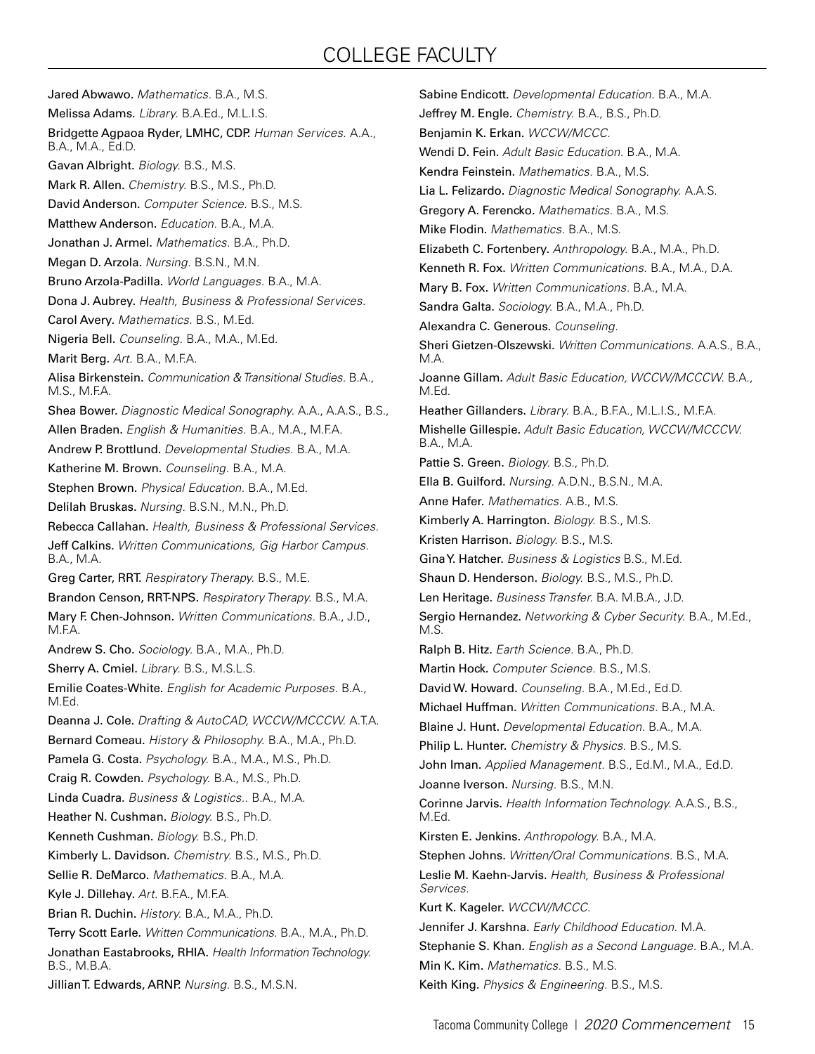# COLLEGE FACULTY

**Jared Abwawo.** *Mathematics.* B.A., M.S.

**Melissa Adams.** *Library.* B.A.Ed., M.L.I.S.

**Bridgette Agpaoa Ryder, LMHC, CDP.** *Human Services.* A.A., B.A., M.A., Ed.D.

**Gavan Albright.** *Biology.* B.S., M.S.

**Mark R. Allen.** *Chemistry.* B.S., M.S., Ph.D.

**David Anderson.** *Computer Science.* B.S., M.S.

**Matthew Anderson.** *Education.* B.A., M.A.

**Jonathan J. Armel.** *Mathematics.* B.A., Ph.D.

**Megan D. Arzola.** *Nursing.* B.S.N., M.N.

**Bruno Arzola-Padilla.** *World Languages.* B.A., M.A.

**Dona J. Aubrey.** *Health, Business & Professional Services.*

**Carol Avery.** *Mathematics.* B.S., M.Ed.

**Nigeria Bell.** *Counseling.* B.A., M.A., M.Ed.

**Marit Berg.** *Art.* B.A., M.F.A.

**Alisa Birkenstein.** *Communication & Transitional Studies.* B.A., M.S., M.F.A.

**Shea Bower.** *Diagnostic Medical Sonography.* A.A., A.A.S., B.S.,

**Allen Braden.** *English & Humanities.* B.A., M.A., M.F.A.

**Andrew P. Brottlund.** *Developmental Studies.* B.A., M.A.

**Katherine M. Brown.** *Counseling.* B.A., M.A.

**Stephen Brown.** *Physical Education.* B.A., M.Ed.

**Delilah Bruskas.** *Nursing.* B.S.N., M.N., Ph.D.

**Rebecca Callahan.** *Health, Business & Professional Services.*

**Jeff Calkins.** *Written Communications, Gig Harbor Campus.* B.A., M.A.

**Greg Carter, RRT.** *Respiratory Therapy.* B.S., M.E.

**Brandon Censon, RRT-NPS.** *Respiratory Therapy.* B.S., M.A.

**Mary F. Chen-Johnson.** *Written Communications.* B.A., J.D., M.F.A.

**Andrew S. Cho.** *Sociology.* B.A., M.A., Ph.D.

**Sherry A. Cmiel.** *Library.* B.S., M.S.L.S.

**Emilie Coates-White.** *English for Academic Purposes.* B.A., M.Ed.

**Deanna J. Cole.** *Drafting & AutoCAD, WCCW/MCCCW.* A.T.A.

**Bernard Comeau.** *History & Philosophy.* B.A., M.A., Ph.D.

**Pamela G. Costa.** *Psychology.* B.A., M.A., M.S., Ph.D.

**Craig R. Cowden.** *Psychology.* B.A., M.S., Ph.D.

**Linda Cuadra.** *Business & Logistics..* B.A., M.A.

**Heather N. Cushman.** *Biology.* B.S., Ph.D.

**Kenneth Cushman.** *Biology.* B.S., Ph.D.

**Kimberly L. Davidson.** *Chemistry.* B.S., M.S., Ph.D.

**Sellie R. DeMarco.** *Mathematics.* B.A., M.A.

**Kyle J. Dillehay.** *Art.* B.F.A., M.F.A.

**Brian R. Duchin.** *History.* B.A., M.A., Ph.D.

**Terry Scott Earle.** *Written Communications.* B.A., M.A., Ph.D.

**Jonathan Eastabrooks, RHIA.** *Health Information Technology.* B.S., M.B.A.

**Jillian T. Edwards, ARNP.** *Nursing.* B.S., M.S.N.

**Sabine Endicott.** *Developmental Education.* B.A., M.A.

**Jeffrey M. Engle.** *Chemistry.* B.A., B.S., Ph.D.

**Benjamin K. Erkan.** *WCCW/MCCC.*

**Wendi D. Fein.** *Adult Basic Education.* B.A., M.A.

**Kendra Feinstein.** *Mathematics.* B.A., M.S.

**Lia L. Felizardo.** *Diagnostic Medical Sonography.* A.A.S.

**Gregory A. Ferencko.** *Mathematics.* B.A., M.S.

**Mike Flodin.** *Mathematics.* B.A., M.S.

**Elizabeth C. Fortenbery.** *Anthropology.* B.A., M.A., Ph.D.

**Kenneth R. Fox.** *Written Communications.* B.A., M.A., D.A.

**Mary B. Fox.** *Written Communications.* B.A., M.A.

**Sandra Galta.** *Sociology.* B.A., M.A., Ph.D.

**Alexandra C. Generous.** *Counseling.*

**Sheri Gietzen-Olszewski.** *Written Communications.* A.A.S., B.A., M.A.

**Joanne Gillam.** *Adult Basic Education, WCCW/MCCCW.* B.A., M.Ed.

**Heather Gillanders.** *Library.* B.A., B.F.A., M.L.I.S., M.F.A.

**Mishelle Gillespie.** *Adult Basic Education, WCCW/MCCCW.* B.A., M.A.

**Pattie S. Green.** *Biology.* B.S., Ph.D.

**Ella B. Guilford.** *Nursing.* A.D.N., B.S.N., M.A.

**Anne Hafer.** *Mathematics.* A.B., M.S.

**Kimberly A. Harrington.** *Biology.* B.S., M.S.

**Kristen Harrison.** *Biology.* B.S., M.S.

**Gina Y. Hatcher.** *Business & Logistics* B.S., M.Ed.

**Shaun D. Henderson.** *Biology.* B.S., M.S., Ph.D.

**Len Heritage.** *Business Transfer.* B.A. M.B.A., J.D.

**Sergio Hernandez.** *Networking & Cyber Security.* B.A., M.Ed., M.S.

**Ralph B. Hitz.** *Earth Science.* B.A., Ph.D.

**Martin Hock.** *Computer Science.* B.S., M.S.

**David W. Howard.** *Counseling.* B.A., M.Ed., Ed.D.

**Michael Huffman.** *Written Communications.* B.A., M.A.

**Blaine J. Hunt.** *Developmental Education.* B.A., M.A.

**Philip L. Hunter.** *Chemistry & Physics.* B.S., M.S.

**John Iman.** *Applied Management.* B.S., Ed.M., M.A., Ed.D.

**Joanne Iverson.** *Nursing.* B.S., M.N.

**Corinne Jarvis.** *Health Information Technology.* A.A.S., B.S., M.Ed.

**Kirsten E. Jenkins.** *Anthropology.* B.A., M.A.

**Stephen Johns.** *Written/Oral Communications.* B.S., M.A.

**Leslie M. Kaehn-Jarvis.** *Health, Business & Professional Services.*

**Kurt K. Kageler.** *WCCW/MCCC.*

**Jennifer J. Karshna.** *Early Childhood Education.* M.A.

**Stephanie S. Khan.** *English as a Second Language.* B.A., M.A.

**Min K. Kim.** *Mathematics.* B.S., M.S.

**Keith King.** *Physics & Engineering.* B.S., M.S.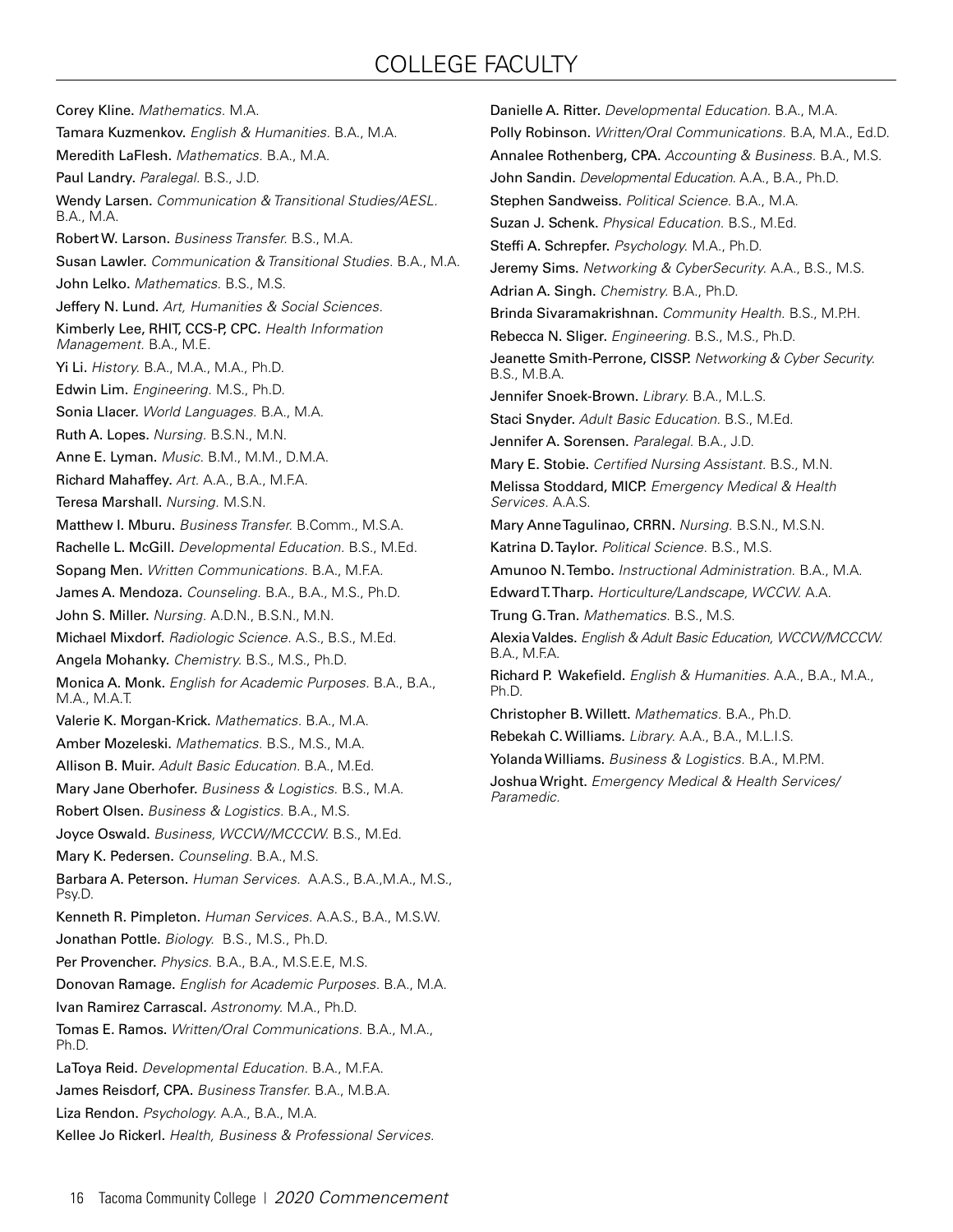# COLLEGE FACULTY

**Corey Kline.** *Mathematics.* M.A.

**Tamara Kuzmenkov.** *English & Humanities.* B.A., M.A.

**Meredith LaFlesh.** *Mathematics.* B.A., M.A.

**Paul Landry.** *Paralegal.* B.S., J.D.

**Wendy Larsen.** *Communication & Transitional Studies/AESL.* B.A., M.A.

**Robert W. Larson.** *Business Transfer.* B.S., M.A.

**Susan Lawler.** *Communication & Transitional Studies.* B.A., M.A.

**John Lelko.** *Mathematics.* B.S., M.S.

**Jeffery N. Lund.** *Art, Humanities & Social Sciences.*

**Kimberly Lee, RHIT, CCS-P, CPC.** *Health Information Management.* B.A., M.E.

**Yi Li.** *History.* B.A., M.A., M.A., Ph.D.

**Edwin Lim.** *Engineering.* M.S., Ph.D.

**Sonia Llacer.** *World Languages.* B.A., M.A.

**Ruth A. Lopes.** *Nursing.* B.S.N., M.N.

**Anne E. Lyman.** *Music.* B.M., M.M., D.M.A.

**Richard Mahaffey.** *Art.* A.A., B.A., M.F.A.

**Teresa Marshall.** *Nursing.* M.S.N.

**Matthew I. Mburu.** *Business Transfer.* B.Comm., M.S.A.

**Rachelle L. McGill.** *Developmental Education.* B.S., M.Ed.

**Sopang Men.** *Written Communications.* B.A., M.F.A.

**James A. Mendoza.** *Counseling.* B.A., B.A., M.S., Ph.D.

**John S. Miller.** *Nursing.* A.D.N., B.S.N., M.N.

**Michael Mixdorf.** *Radiologic Science.* A.S., B.S., M.Ed.

**Angela Mohanky.** *Chemistry.* B.S., M.S., Ph.D.

**Monica A. Monk.** *English for Academic Purposes.* B.A., B.A., M.A., M.A.T.

**Valerie K. Morgan-Krick.** *Mathematics.* B.A., M.A.

**Amber Mozeleski.** *Mathematics.* B.S., M.S., M.A.

**Allison B. Muir.** *Adult Basic Education.* B.A., M.Ed.

**Mary Jane Oberhofer.** *Business & Logistics.* B.S., M.A.

**Robert Olsen.** *Business & Logistics.* B.A., M.S.

**Joyce Oswald.** *Business, WCCW/MCCCW.* B.S., M.Ed.

**Mary K. Pedersen.** *Counseling.* B.A., M.S.

**Barbara A. Peterson.** *Human Services.* A.A.S., B.A.,M.A., M.S., Psy.D.

**Kenneth R. Pimpleton.** *Human Services.* A.A.S., B.A., M.S.W.

**Jonathan Pottle.** *Biology.* B.S., M.S., Ph.D.

**Per Provencher.** *Physics.* B.A., B.A., M.S.E.E, M.S.

**Donovan Ramage.** *English for Academic Purposes.* B.A., M.A.

**Ivan Ramirez Carrascal.** *Astronomy.* M.A., Ph.D.

**Tomas E. Ramos.** *Written/Oral Communications.* B.A., M.A., Ph.D.

**LaToya Reid.** *Developmental Education.* B.A., M.F.A.

**James Reisdorf, CPA.** *Business Transfer.* B.A., M.B.A.

**Liza Rendon.** *Psychology.* A.A., B.A., M.A.

**Kellee Jo Rickerl.** *Health, Business & Professional Services.*

**Danielle A. Ritter.** *Developmental Education.* B.A., M.A.

**Polly Robinson.** *Written/Oral Communications.* B.A, M.A., Ed.D.

**Annalee Rothenberg, CPA.** *Accounting & Business.* B.A., M.S.

**John Sandin.** *Developmental Education.* A.A., B.A., Ph.D.

**Stephen Sandweiss.** *Political Science.* B.A., M.A.

**Suzan J. Schenk.** *Physical Education.* B.S., M.Ed.

**Steffi A. Schrepfer.** *Psychology.* M.A., Ph.D.

**Jeremy Sims.** *Networking & CyberSecurity.* A.A., B.S., M.S.

**Adrian A. Singh.** *Chemistry.* B.A., Ph.D.

**Brinda Sivaramakrishnan.** *Community Health.* B.S., M.P.H.

**Rebecca N. Sliger.** *Engineering.* B.S., M.S., Ph.D.

**Jeanette Smith-Perrone, CISSP.** *Networking & Cyber Security.* B.S., M.B.A.

**Jennifer Snoek-Brown.** *Library.* B.A., M.L.S.

**Staci Snyder.** *Adult Basic Education.* B.S., M.Ed.

**Jennifer A. Sorensen.** *Paralegal.* B.A., J.D.

**Mary E. Stobie.** *Certified Nursing Assistant.* B.S., M.N.

**Melissa Stoddard, MICP.** *Emergency Medical & Health Services.* A.A.S.

**Mary Anne Tagulinao, CRRN.** *Nursing.* B.S.N., M.S.N.

**Katrina D. Taylor.** *Political Science.* B.S., M.S.

**Amunoo N. Tembo.** *Instructional Administration.* B.A., M.A.

**Edward T. Tharp.** *Horticulture/Landscape, WCCW.* A.A.

**Trung G. Tran.** *Mathematics.* B.S., M.S.

**Alexia Valdes.** *English & Adult Basic Education, WCCW/MCCCW.* B.A., M.F.A.

**Richard P. Wakefield.** *English & Humanities.* A.A., B.A., M.A., Ph.D.

**Christopher B. Willett.** *Mathematics.* B.A., Ph.D.

**Rebekah C. Williams.** *Library.* A.A., B.A., M.L.I.S.

**Yolanda Williams.** *Business & Logistics.* B.A., M.P.M.

**Joshua Wright.** *Emergency Medical & Health Services/Paramedic.*